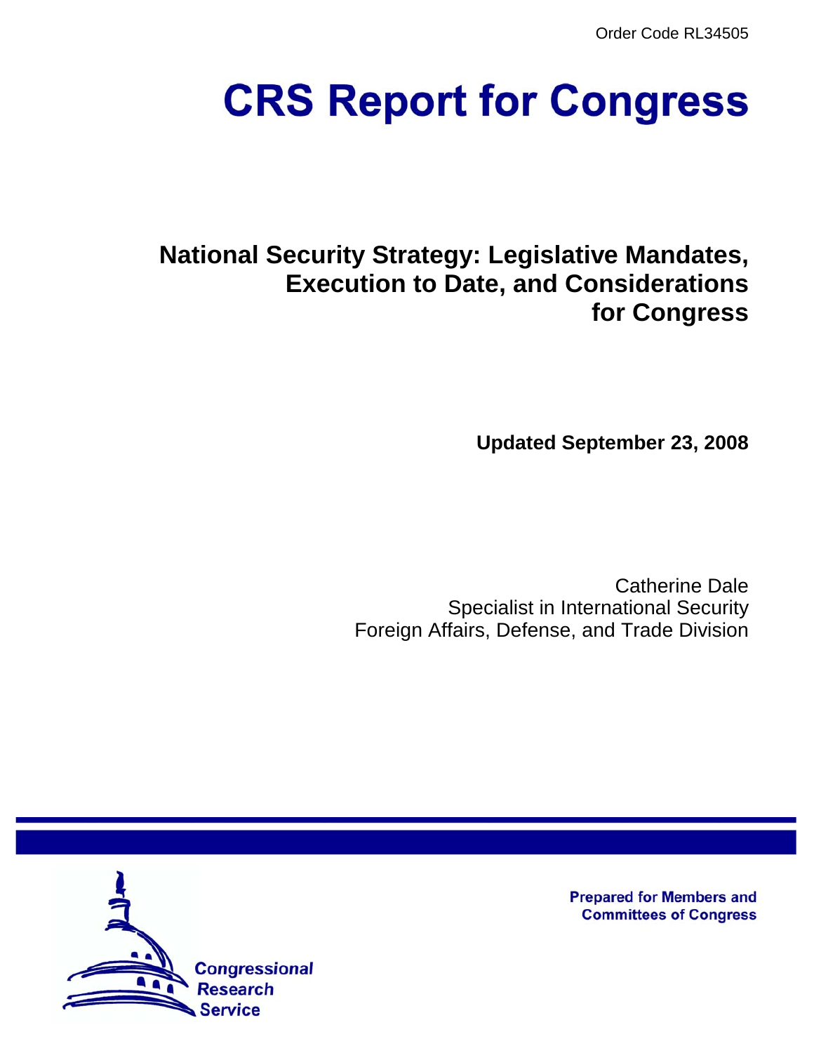Order Code RL34505

# CRS Report for Congress

## National Security Strategy: Legislative Mandates, Execution to Date, and Considerations for Congress

**Updated September 23, 2008**

Catherine Dale
Specialist in International Security
Foreign Affairs, Defense, and Trade Division

**Prepared for Members and Committees of Congress**

Congressional Research Service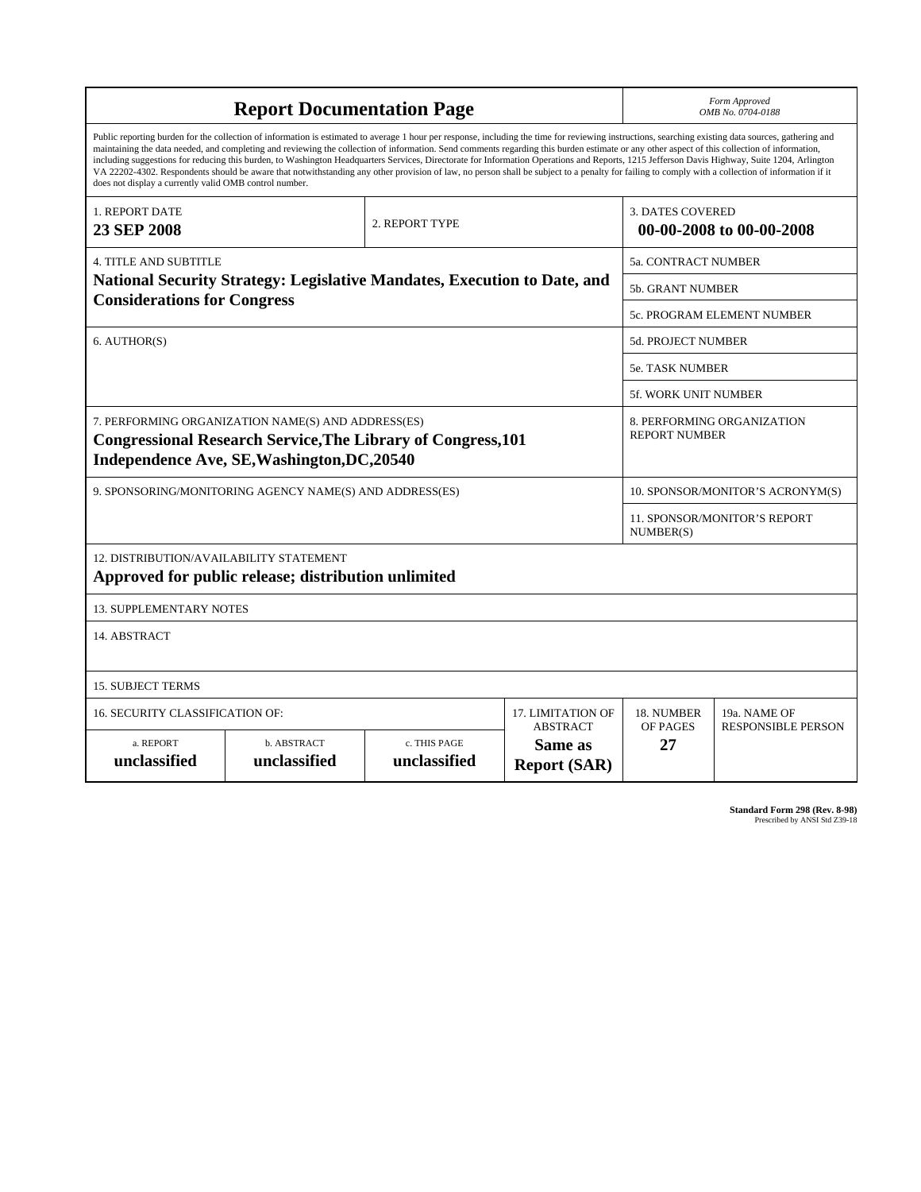# Report Documentation Page

*Form Approved*
*OMB No. 0704-0188*

Public reporting burden for the collection of information is estimated to average 1 hour per response, including the time for reviewing instructions, searching existing data sources, gathering and maintaining the data needed, and completing and reviewing the collection of information. Send comments regarding this burden estimate or any other aspect of this collection of information, including suggestions for reducing this burden, to Washington Headquarters Services, Directorate for Information Operations and Reports, 1215 Jefferson Davis Highway, Suite 1204, Arlington VA 22202-4302. Respondents should be aware that notwithstanding any other provision of law, no person shall be subject to a penalty for failing to comply with a collection of information if it does not display a currently valid OMB control number.

| 1. REPORT DATE | 2. REPORT TYPE | 3. DATES COVERED |
|---|---|---|
| **23 SEP 2008** | | **00-00-2008 to 00-00-2008** |

| 4. TITLE AND SUBTITLE | |
|---|---|
| **National Security Strategy: Legislative Mandates, Execution to Date, and Considerations for Congress** | 5a. CONTRACT NUMBER |
| | 5b. GRANT NUMBER |
| | 5c. PROGRAM ELEMENT NUMBER |
| 6. AUTHOR(S) | 5d. PROJECT NUMBER |
| | 5e. TASK NUMBER |
| | 5f. WORK UNIT NUMBER |
| 7. PERFORMING ORGANIZATION NAME(S) AND ADDRESS(ES) **Congressional Research Service,The Library of Congress,101 Independence Ave, SE,Washington,DC,20540** | 8. PERFORMING ORGANIZATION REPORT NUMBER |
| 9. SPONSORING/MONITORING AGENCY NAME(S) AND ADDRESS(ES) | 10. SPONSOR/MONITOR'S ACRONYM(S) |
| | 11. SPONSOR/MONITOR'S REPORT NUMBER(S) |

12. DISTRIBUTION/AVAILABILITY STATEMENT
**Approved for public release; distribution unlimited**

13. SUPPLEMENTARY NOTES

14. ABSTRACT

15. SUBJECT TERMS

| 16. SECURITY CLASSIFICATION OF: | | | 17. LIMITATION OF ABSTRACT | 18. NUMBER OF PAGES | 19a. NAME OF RESPONSIBLE PERSON |
|---|---|---|---|---|---|
| a. REPORT | b. ABSTRACT | c. THIS PAGE | | | |
| **unclassified** | **unclassified** | **unclassified** | **Same as Report (SAR)** | **27** | |

**Standard Form 298 (Rev. 8-98)**
Prescribed by ANSI Std Z39-18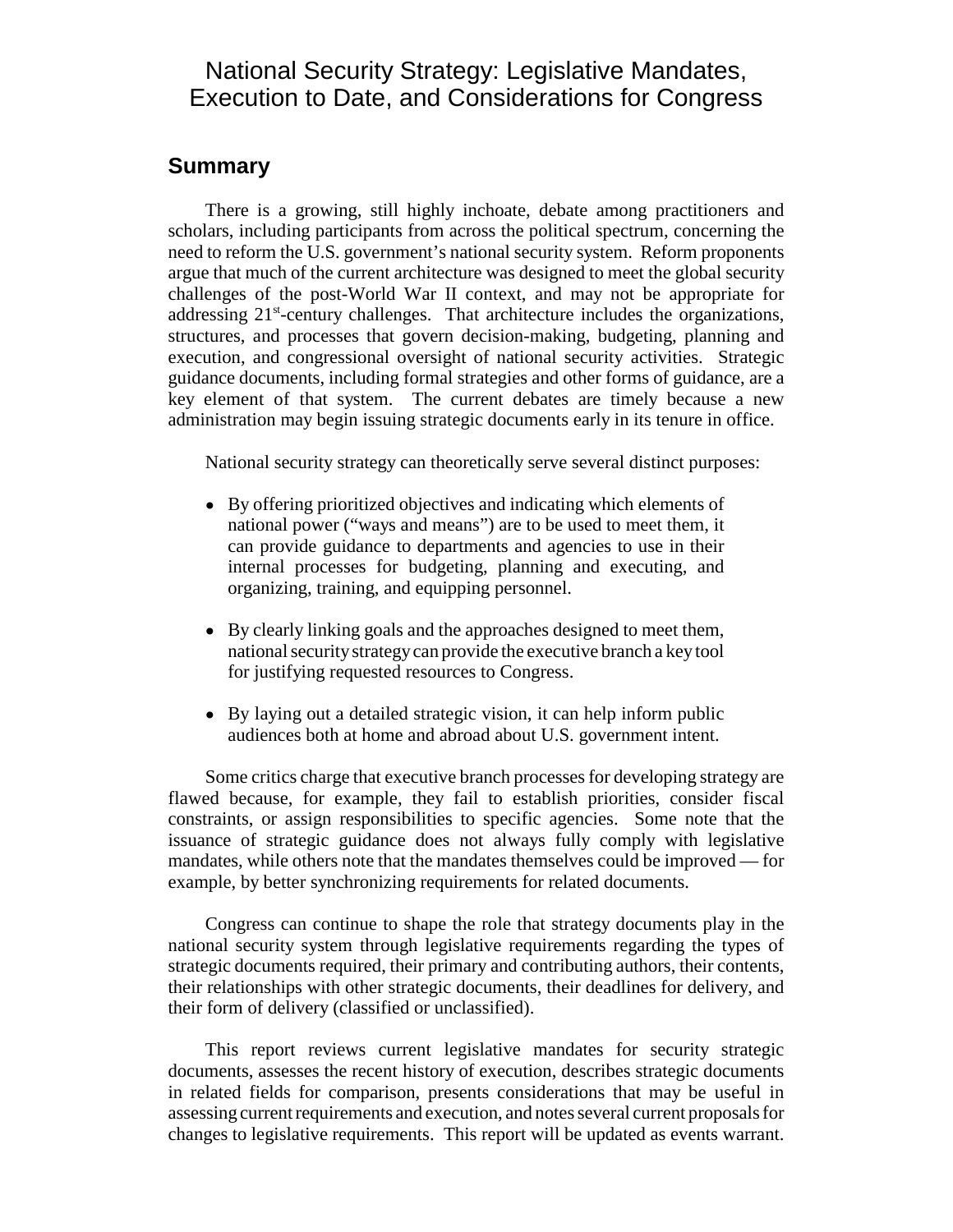# National Security Strategy: Legislative Mandates, Execution to Date, and Considerations for Congress

## Summary

There is a growing, still highly inchoate, debate among practitioners and scholars, including participants from across the political spectrum, concerning the need to reform the U.S. government's national security system. Reform proponents argue that much of the current architecture was designed to meet the global security challenges of the post-World War II context, and may not be appropriate for addressing 21st-century challenges. That architecture includes the organizations, structures, and processes that govern decision-making, budgeting, planning and execution, and congressional oversight of national security activities. Strategic guidance documents, including formal strategies and other forms of guidance, are a key element of that system. The current debates are timely because a new administration may begin issuing strategic documents early in its tenure in office.

National security strategy can theoretically serve several distinct purposes:

- By offering prioritized objectives and indicating which elements of national power ("ways and means") are to be used to meet them, it can provide guidance to departments and agencies to use in their internal processes for budgeting, planning and executing, and organizing, training, and equipping personnel.
- By clearly linking goals and the approaches designed to meet them, national security strategy can provide the executive branch a key tool for justifying requested resources to Congress.
- By laying out a detailed strategic vision, it can help inform public audiences both at home and abroad about U.S. government intent.

Some critics charge that executive branch processes for developing strategy are flawed because, for example, they fail to establish priorities, consider fiscal constraints, or assign responsibilities to specific agencies. Some note that the issuance of strategic guidance does not always fully comply with legislative mandates, while others note that the mandates themselves could be improved — for example, by better synchronizing requirements for related documents.

Congress can continue to shape the role that strategy documents play in the national security system through legislative requirements regarding the types of strategic documents required, their primary and contributing authors, their contents, their relationships with other strategic documents, their deadlines for delivery, and their form of delivery (classified or unclassified).

This report reviews current legislative mandates for security strategic documents, assesses the recent history of execution, describes strategic documents in related fields for comparison, presents considerations that may be useful in assessing current requirements and execution, and notes several current proposals for changes to legislative requirements. This report will be updated as events warrant.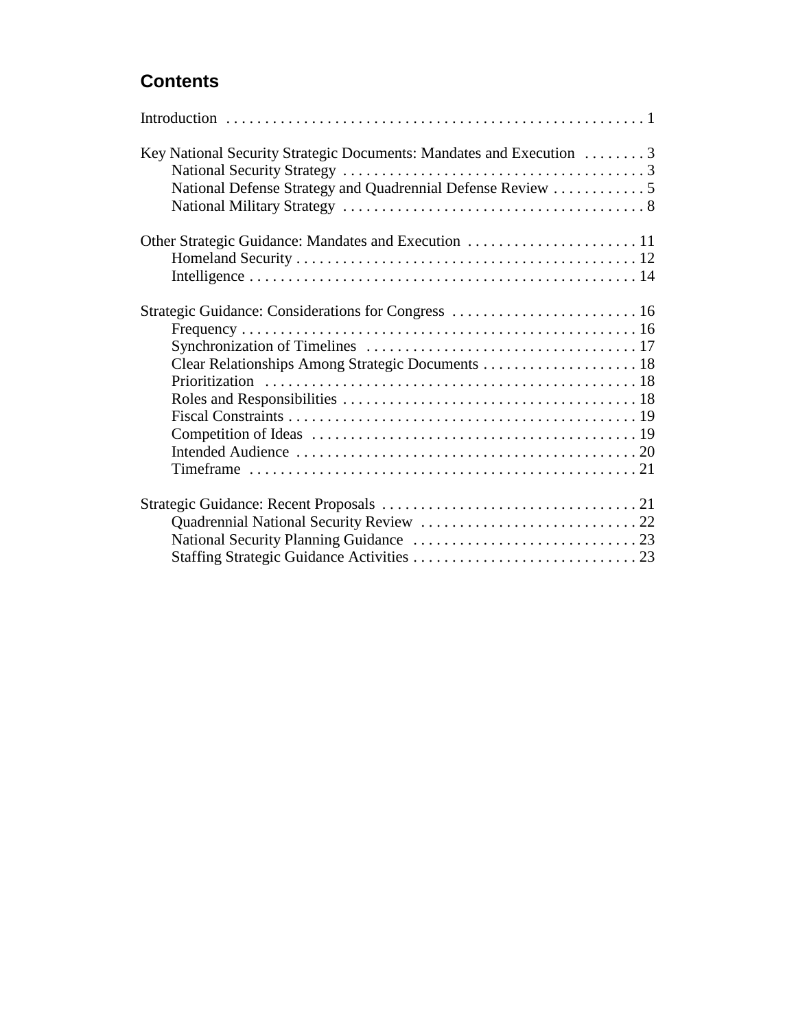## Contents

Introduction . . . . . . . . . . . . . . . . . . . . . . . . . . . . . . . . . . . . . . . . . . . . . . . . . . . . . 1

Key National Security Strategic Documents: Mandates and Execution . . . . . . . . 3
- National Security Strategy . . . . . . . . . . . . . . . . . . . . . . . . . . . . . . . . . . . . . . . 3
- National Defense Strategy and Quadrennial Defense Review . . . . . . . . . . . . 5
- National Military Strategy . . . . . . . . . . . . . . . . . . . . . . . . . . . . . . . . . . . . . . . 8

Other Strategic Guidance: Mandates and Execution . . . . . . . . . . . . . . . . . . . . . . 11
- Homeland Security . . . . . . . . . . . . . . . . . . . . . . . . . . . . . . . . . . . . . . . . . . . . 12
- Intelligence . . . . . . . . . . . . . . . . . . . . . . . . . . . . . . . . . . . . . . . . . . . . . . . . . . 14

Strategic Guidance: Considerations for Congress . . . . . . . . . . . . . . . . . . . . . . . . 16
- Frequency . . . . . . . . . . . . . . . . . . . . . . . . . . . . . . . . . . . . . . . . . . . . . . . . . . . 16
- Synchronization of Timelines . . . . . . . . . . . . . . . . . . . . . . . . . . . . . . . . . . . . 17
- Clear Relationships Among Strategic Documents . . . . . . . . . . . . . . . . . . . . 18
- Prioritization . . . . . . . . . . . . . . . . . . . . . . . . . . . . . . . . . . . . . . . . . . . . . . . . 18
- Roles and Responsibilities . . . . . . . . . . . . . . . . . . . . . . . . . . . . . . . . . . . . . . 18
- Fiscal Constraints . . . . . . . . . . . . . . . . . . . . . . . . . . . . . . . . . . . . . . . . . . . . . 19
- Competition of Ideas . . . . . . . . . . . . . . . . . . . . . . . . . . . . . . . . . . . . . . . . . . 19
- Intended Audience . . . . . . . . . . . . . . . . . . . . . . . . . . . . . . . . . . . . . . . . . . . . 20
- Timeframe . . . . . . . . . . . . . . . . . . . . . . . . . . . . . . . . . . . . . . . . . . . . . . . . . . 21

Strategic Guidance: Recent Proposals . . . . . . . . . . . . . . . . . . . . . . . . . . . . . . . . . 21
- Quadrennial National Security Review . . . . . . . . . . . . . . . . . . . . . . . . . . . . 22
- National Security Planning Guidance . . . . . . . . . . . . . . . . . . . . . . . . . . . . . 23
- Staffing Strategic Guidance Activities . . . . . . . . . . . . . . . . . . . . . . . . . . . . . 23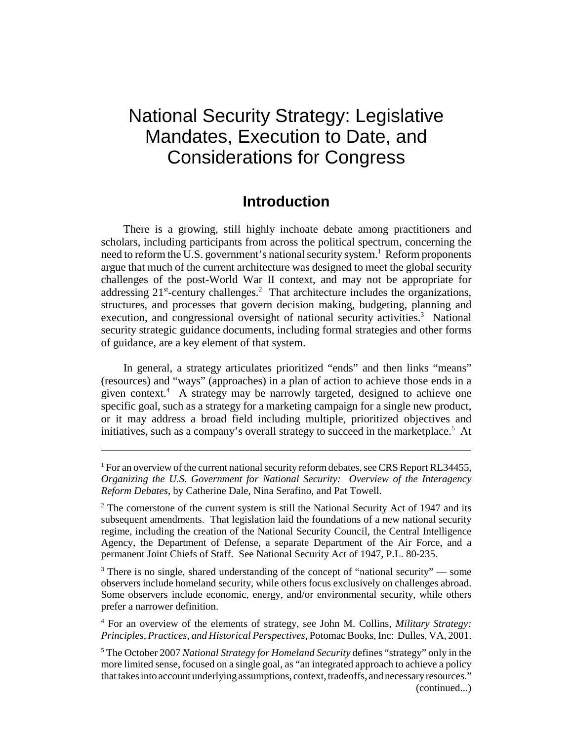# National Security Strategy: Legislative Mandates, Execution to Date, and Considerations for Congress

## Introduction

There is a growing, still highly inchoate debate among practitioners and scholars, including participants from across the political spectrum, concerning the need to reform the U.S. government's national security system.[1] Reform proponents argue that much of the current architecture was designed to meet the global security challenges of the post-World War II context, and may not be appropriate for addressing 21st-century challenges.[2] That architecture includes the organizations, structures, and processes that govern decision making, budgeting, planning and execution, and congressional oversight of national security activities.[3] National security strategic guidance documents, including formal strategies and other forms of guidance, are a key element of that system.

In general, a strategy articulates prioritized "ends" and then links "means" (resources) and "ways" (approaches) in a plan of action to achieve those ends in a given context.[4] A strategy may be narrowly targeted, designed to achieve one specific goal, such as a strategy for a marketing campaign for a single new product, or it may address a broad field including multiple, prioritized objectives and initiatives, such as a company's overall strategy to succeed in the marketplace.[5] At

---

[1] For an overview of the current national security reform debates, see CRS Report RL34455, *Organizing the U.S. Government for National Security: Overview of the Interagency Reform Debates*, by Catherine Dale, Nina Serafino, and Pat Towell.

[2] The cornerstone of the current system is still the National Security Act of 1947 and its subsequent amendments. That legislation laid the foundations of a new national security regime, including the creation of the National Security Council, the Central Intelligence Agency, the Department of Defense, a separate Department of the Air Force, and a permanent Joint Chiefs of Staff. See National Security Act of 1947, P.L. 80-235.

[3] There is no single, shared understanding of the concept of "national security" — some observers include homeland security, while others focus exclusively on challenges abroad. Some observers include economic, energy, and/or environmental security, while others prefer a narrower definition.

[4] For an overview of the elements of strategy, see John M. Collins, *Military Strategy: Principles, Practices, and Historical Perspectives*, Potomac Books, Inc: Dulles, VA, 2001.

[5] The October 2007 *National Strategy for Homeland Security* defines "strategy" only in the more limited sense, focused on a single goal, as "an integrated approach to achieve a policy that takes into account underlying assumptions, context, tradeoffs, and necessary resources." (continued...)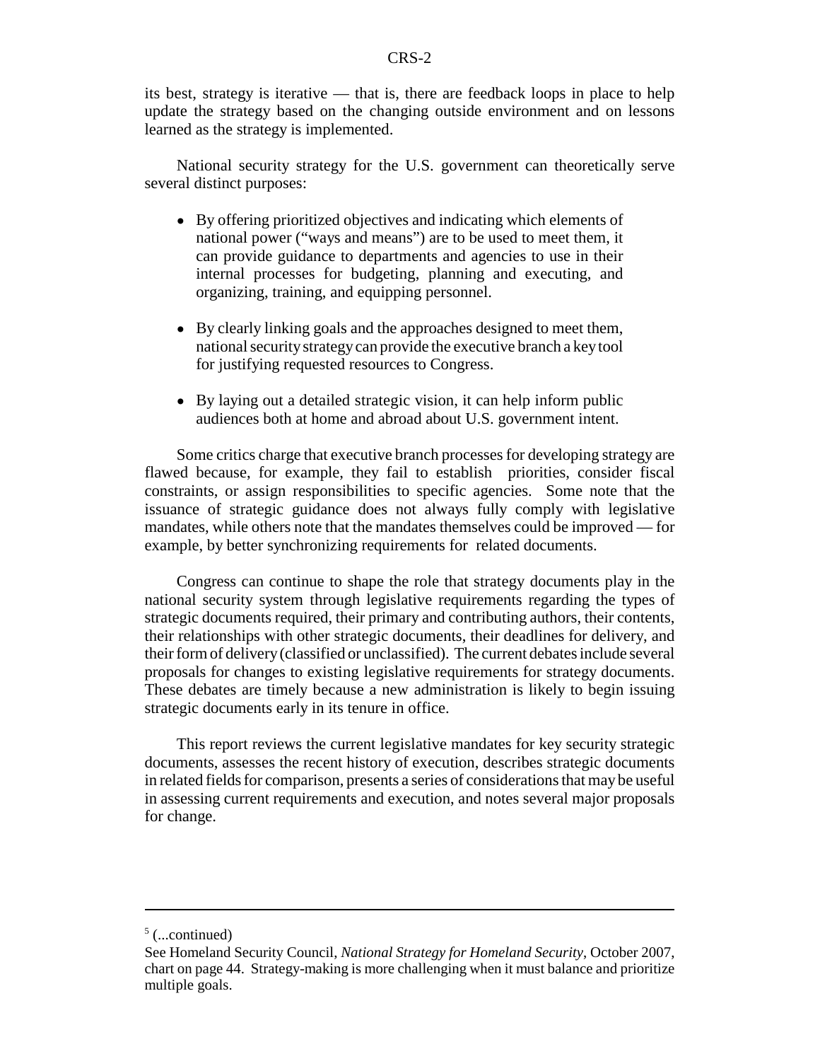its best, strategy is iterative — that is, there are feedback loops in place to help update the strategy based on the changing outside environment and on lessons learned as the strategy is implemented.

National security strategy for the U.S. government can theoretically serve several distinct purposes:

- By offering prioritized objectives and indicating which elements of national power ("ways and means") are to be used to meet them, it can provide guidance to departments and agencies to use in their internal processes for budgeting, planning and executing, and organizing, training, and equipping personnel.
- By clearly linking goals and the approaches designed to meet them, national security strategy can provide the executive branch a key tool for justifying requested resources to Congress.
- By laying out a detailed strategic vision, it can help inform public audiences both at home and abroad about U.S. government intent.

Some critics charge that executive branch processes for developing strategy are flawed because, for example, they fail to establish priorities, consider fiscal constraints, or assign responsibilities to specific agencies. Some note that the issuance of strategic guidance does not always fully comply with legislative mandates, while others note that the mandates themselves could be improved — for example, by better synchronizing requirements for related documents.

Congress can continue to shape the role that strategy documents play in the national security system through legislative requirements regarding the types of strategic documents required, their primary and contributing authors, their contents, their relationships with other strategic documents, their deadlines for delivery, and their form of delivery (classified or unclassified). The current debates include several proposals for changes to existing legislative requirements for strategy documents. These debates are timely because a new administration is likely to begin issuing strategic documents early in its tenure in office.

This report reviews the current legislative mandates for key security strategic documents, assesses the recent history of execution, describes strategic documents in related fields for comparison, presents a series of considerations that may be useful in assessing current requirements and execution, and notes several major proposals for change.

---

[5] (...continued)
See Homeland Security Council, *National Strategy for Homeland Security*, October 2007, chart on page 44. Strategy-making is more challenging when it must balance and prioritize multiple goals.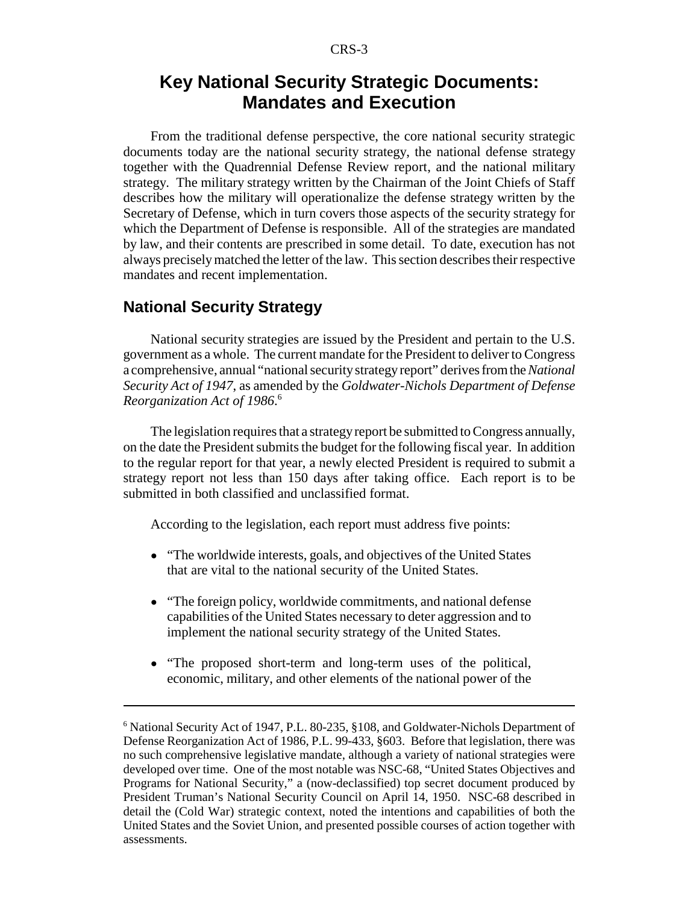# Key National Security Strategic Documents: Mandates and Execution

From the traditional defense perspective, the core national security strategic documents today are the national security strategy, the national defense strategy together with the Quadrennial Defense Review report, and the national military strategy. The military strategy written by the Chairman of the Joint Chiefs of Staff describes how the military will operationalize the defense strategy written by the Secretary of Defense, which in turn covers those aspects of the security strategy for which the Department of Defense is responsible. All of the strategies are mandated by law, and their contents are prescribed in some detail. To date, execution has not always precisely matched the letter of the law. This section describes their respective mandates and recent implementation.

## National Security Strategy

National security strategies are issued by the President and pertain to the U.S. government as a whole. The current mandate for the President to deliver to Congress a comprehensive, annual "national security strategy report" derives from the *National Security Act of 1947*, as amended by the *Goldwater-Nichols Department of Defense Reorganization Act of 1986*.[6]

The legislation requires that a strategy report be submitted to Congress annually, on the date the President submits the budget for the following fiscal year. In addition to the regular report for that year, a newly elected President is required to submit a strategy report not less than 150 days after taking office. Each report is to be submitted in both classified and unclassified format.

According to the legislation, each report must address five points:

- "The worldwide interests, goals, and objectives of the United States that are vital to the national security of the United States.
- "The foreign policy, worldwide commitments, and national defense capabilities of the United States necessary to deter aggression and to implement the national security strategy of the United States.
- "The proposed short-term and long-term uses of the political, economic, military, and other elements of the national power of the

---

[6] National Security Act of 1947, P.L. 80-235, §108, and Goldwater-Nichols Department of Defense Reorganization Act of 1986, P.L. 99-433, §603. Before that legislation, there was no such comprehensive legislative mandate, although a variety of national strategies were developed over time. One of the most notable was NSC-68, "United States Objectives and Programs for National Security," a (now-declassified) top secret document produced by President Truman's National Security Council on April 14, 1950. NSC-68 described in detail the (Cold War) strategic context, noted the intentions and capabilities of both the United States and the Soviet Union, and presented possible courses of action together with assessments.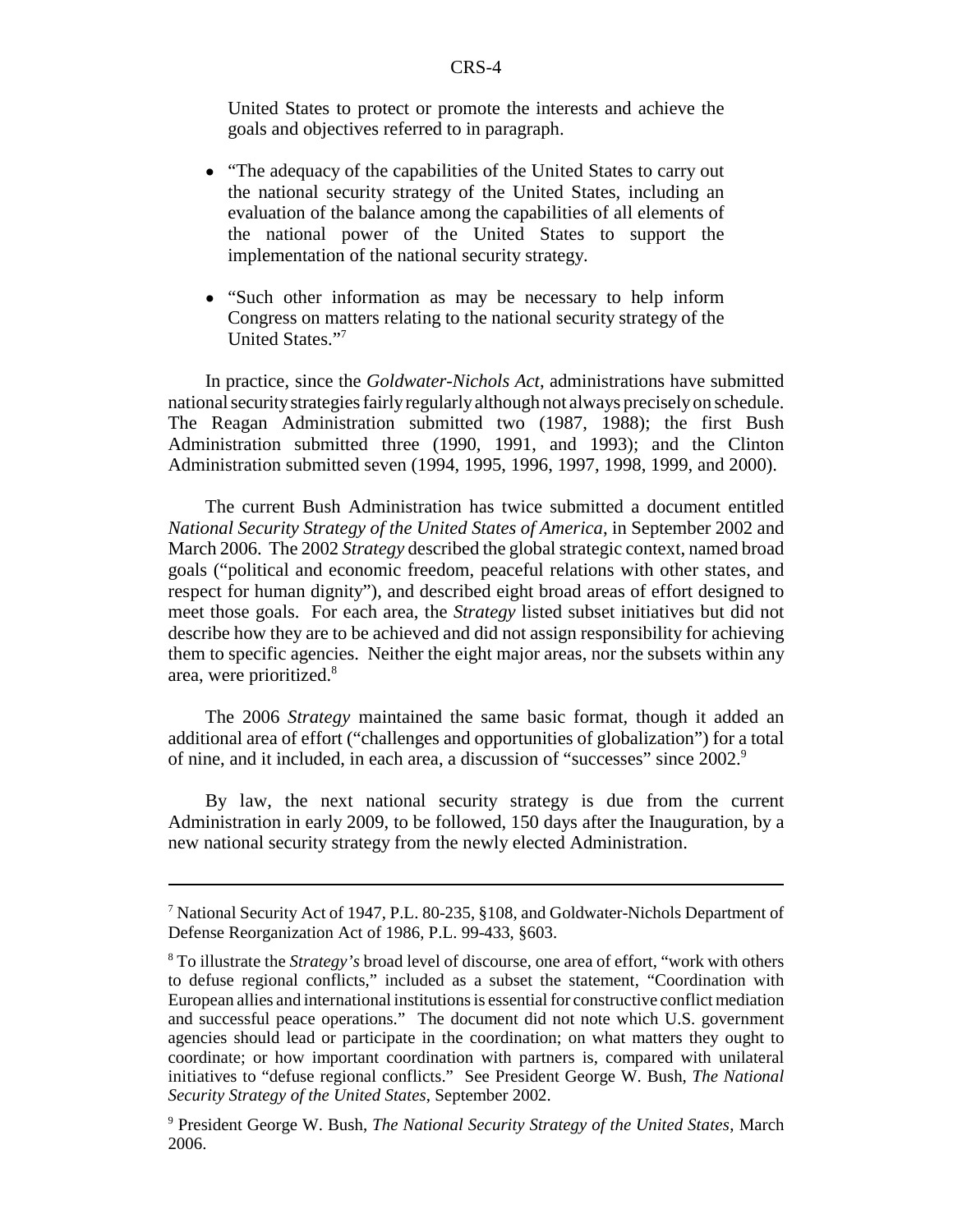United States to protect or promote the interests and achieve the goals and objectives referred to in paragraph.

- "The adequacy of the capabilities of the United States to carry out the national security strategy of the United States, including an evaluation of the balance among the capabilities of all elements of the national power of the United States to support the implementation of the national security strategy.

- "Such other information as may be necessary to help inform Congress on matters relating to the national security strategy of the United States."[7]

In practice, since the *Goldwater-Nichols Act*, administrations have submitted national security strategies fairly regularly although not always precisely on schedule. The Reagan Administration submitted two (1987, 1988); the first Bush Administration submitted three (1990, 1991, and 1993); and the Clinton Administration submitted seven (1994, 1995, 1996, 1997, 1998, 1999, and 2000).

The current Bush Administration has twice submitted a document entitled *National Security Strategy of the United States of America*, in September 2002 and March 2006. The 2002 *Strategy* described the global strategic context, named broad goals ("political and economic freedom, peaceful relations with other states, and respect for human dignity"), and described eight broad areas of effort designed to meet those goals. For each area, the *Strategy* listed subset initiatives but did not describe how they are to be achieved and did not assign responsibility for achieving them to specific agencies. Neither the eight major areas, nor the subsets within any area, were prioritized.[8]

The 2006 *Strategy* maintained the same basic format, though it added an additional area of effort ("challenges and opportunities of globalization") for a total of nine, and it included, in each area, a discussion of "successes" since 2002.[9]

By law, the next national security strategy is due from the current Administration in early 2009, to be followed, 150 days after the Inauguration, by a new national security strategy from the newly elected Administration.

---

[7] National Security Act of 1947, P.L. 80-235, §108, and Goldwater-Nichols Department of Defense Reorganization Act of 1986, P.L. 99-433, §603.

[8] To illustrate the *Strategy's* broad level of discourse, one area of effort, "work with others to defuse regional conflicts," included as a subset the statement, "Coordination with European allies and international institutions is essential for constructive conflict mediation and successful peace operations." The document did not note which U.S. government agencies should lead or participate in the coordination; on what matters they ought to coordinate; or how important coordination with partners is, compared with unilateral initiatives to "defuse regional conflicts." See President George W. Bush, *The National Security Strategy of the United States*, September 2002.

[9] President George W. Bush, *The National Security Strategy of the United States*, March 2006.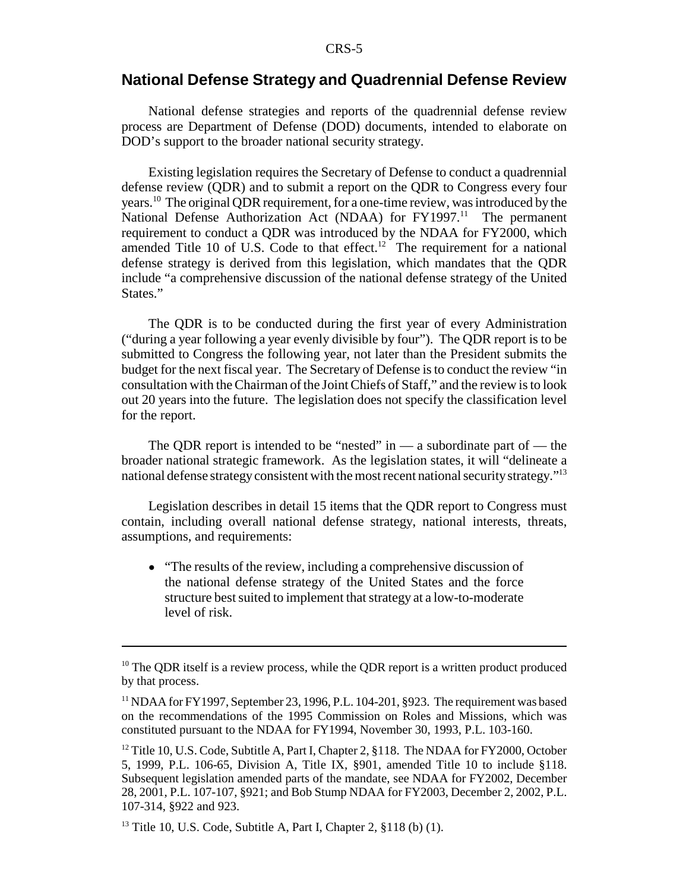## National Defense Strategy and Quadrennial Defense Review

National defense strategies and reports of the quadrennial defense review process are Department of Defense (DOD) documents, intended to elaborate on DOD's support to the broader national security strategy.

Existing legislation requires the Secretary of Defense to conduct a quadrennial defense review (QDR) and to submit a report on the QDR to Congress every four years.[10] The original QDR requirement, for a one-time review, was introduced by the National Defense Authorization Act (NDAA) for FY1997.[11] The permanent requirement to conduct a QDR was introduced by the NDAA for FY2000, which amended Title 10 of U.S. Code to that effect.[12] The requirement for a national defense strategy is derived from this legislation, which mandates that the QDR include "a comprehensive discussion of the national defense strategy of the United States."

The QDR is to be conducted during the first year of every Administration ("during a year following a year evenly divisible by four"). The QDR report is to be submitted to Congress the following year, not later than the President submits the budget for the next fiscal year. The Secretary of Defense is to conduct the review "in consultation with the Chairman of the Joint Chiefs of Staff," and the review is to look out 20 years into the future. The legislation does not specify the classification level for the report.

The QDR report is intended to be "nested" in — a subordinate part of — the broader national strategic framework. As the legislation states, it will "delineate a national defense strategy consistent with the most recent national security strategy."[13]

Legislation describes in detail 15 items that the QDR report to Congress must contain, including overall national defense strategy, national interests, threats, assumptions, and requirements:

- "The results of the review, including a comprehensive discussion of the national defense strategy of the United States and the force structure best suited to implement that strategy at a low-to-moderate level of risk.

---

[10] The QDR itself is a review process, while the QDR report is a written product produced by that process.

[11] NDAA for FY1997, September 23, 1996, P.L. 104-201, §923. The requirement was based on the recommendations of the 1995 Commission on Roles and Missions, which was constituted pursuant to the NDAA for FY1994, November 30, 1993, P.L. 103-160.

[12] Title 10, U.S. Code, Subtitle A, Part I, Chapter 2, §118. The NDAA for FY2000, October 5, 1999, P.L. 106-65, Division A, Title IX, §901, amended Title 10 to include §118. Subsequent legislation amended parts of the mandate, see NDAA for FY2002, December 28, 2001, P.L. 107-107, §921; and Bob Stump NDAA for FY2003, December 2, 2002, P.L. 107-314, §922 and 923.

[13] Title 10, U.S. Code, Subtitle A, Part I, Chapter 2, §118 (b) (1).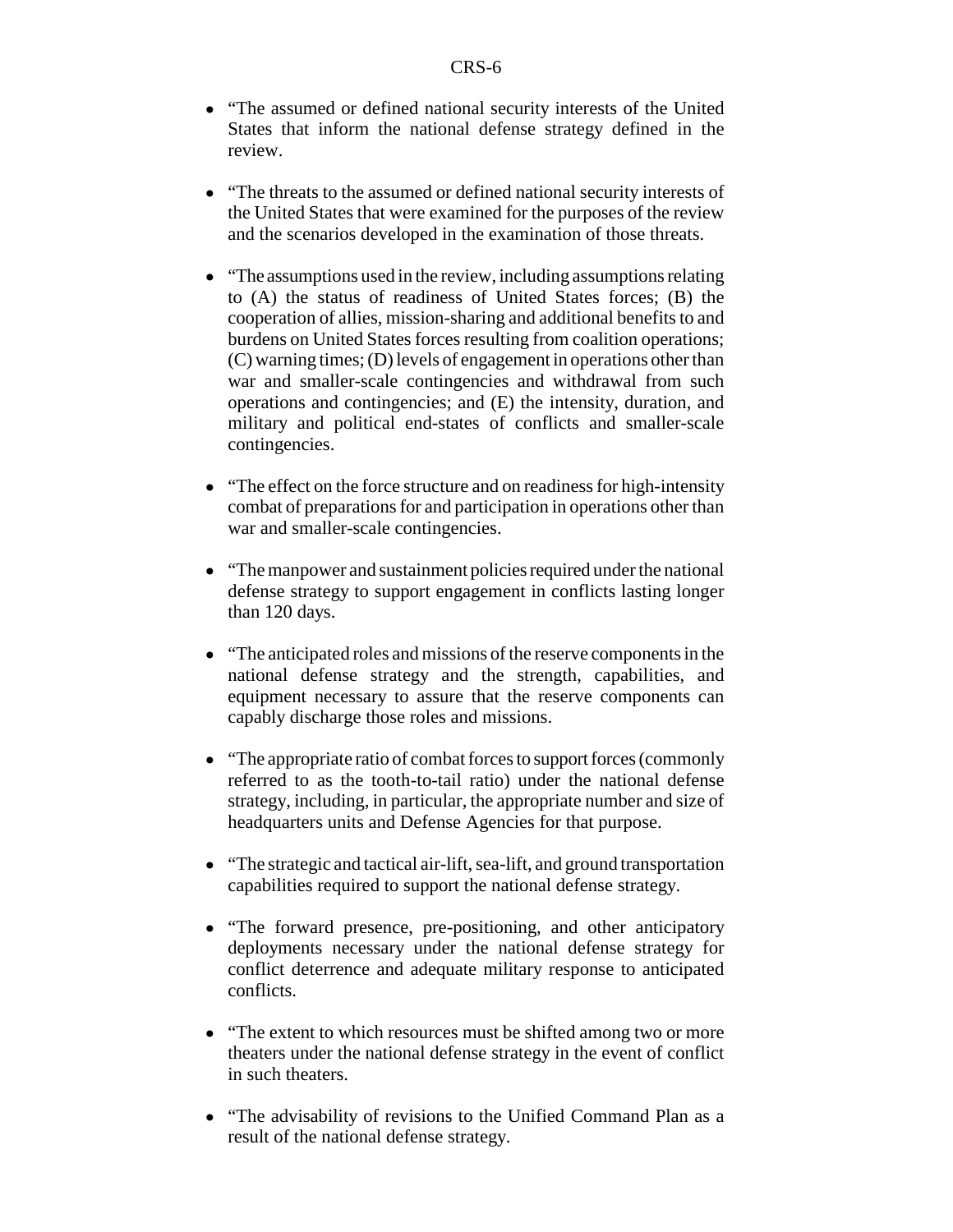- "The assumed or defined national security interests of the United States that inform the national defense strategy defined in the review.

- "The threats to the assumed or defined national security interests of the United States that were examined for the purposes of the review and the scenarios developed in the examination of those threats.

- "The assumptions used in the review, including assumptions relating to (A) the status of readiness of United States forces; (B) the cooperation of allies, mission-sharing and additional benefits to and burdens on United States forces resulting from coalition operations; (C) warning times; (D) levels of engagement in operations other than war and smaller-scale contingencies and withdrawal from such operations and contingencies; and (E) the intensity, duration, and military and political end-states of conflicts and smaller-scale contingencies.

- "The effect on the force structure and on readiness for high-intensity combat of preparations for and participation in operations other than war and smaller-scale contingencies.

- "The manpower and sustainment policies required under the national defense strategy to support engagement in conflicts lasting longer than 120 days.

- "The anticipated roles and missions of the reserve components in the national defense strategy and the strength, capabilities, and equipment necessary to assure that the reserve components can capably discharge those roles and missions.

- "The appropriate ratio of combat forces to support forces (commonly referred to as the tooth-to-tail ratio) under the national defense strategy, including, in particular, the appropriate number and size of headquarters units and Defense Agencies for that purpose.

- "The strategic and tactical air-lift, sea-lift, and ground transportation capabilities required to support the national defense strategy.

- "The forward presence, pre-positioning, and other anticipatory deployments necessary under the national defense strategy for conflict deterrence and adequate military response to anticipated conflicts.

- "The extent to which resources must be shifted among two or more theaters under the national defense strategy in the event of conflict in such theaters.

- "The advisability of revisions to the Unified Command Plan as a result of the national defense strategy.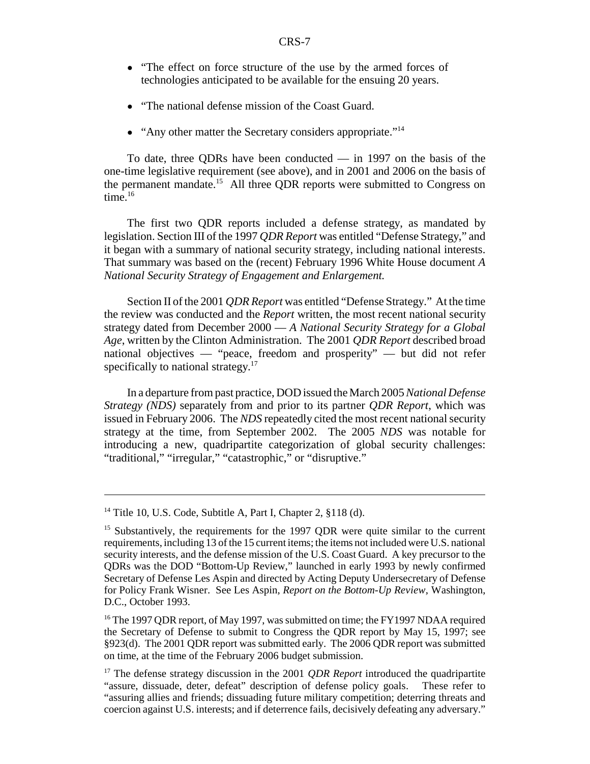- "The effect on force structure of the use by the armed forces of technologies anticipated to be available for the ensuing 20 years.
- "The national defense mission of the Coast Guard.
- "Any other matter the Secretary considers appropriate."[14]

To date, three QDRs have been conducted — in 1997 on the basis of the one-time legislative requirement (see above), and in 2001 and 2006 on the basis of the permanent mandate.[15] All three QDR reports were submitted to Congress on time.[16]

The first two QDR reports included a defense strategy, as mandated by legislation. Section III of the 1997 *QDR Report* was entitled "Defense Strategy," and it began with a summary of national security strategy, including national interests. That summary was based on the (recent) February 1996 White House document *A National Security Strategy of Engagement and Enlargement.*

Section II of the 2001 *QDR Report* was entitled "Defense Strategy." At the time the review was conducted and the *Report* written, the most recent national security strategy dated from December 2000 — *A National Security Strategy for a Global Age*, written by the Clinton Administration. The 2001 *QDR Report* described broad national objectives — "peace, freedom and prosperity" — but did not refer specifically to national strategy.[17]

In a departure from past practice, DOD issued the March 2005 *National Defense Strategy (NDS)* separately from and prior to its partner *QDR Report*, which was issued in February 2006. The *NDS* repeatedly cited the most recent national security strategy at the time, from September 2002. The 2005 *NDS* was notable for introducing a new, quadripartite categorization of global security challenges: "traditional," "irregular," "catastrophic," or "disruptive."

---

[14] Title 10, U.S. Code, Subtitle A, Part I, Chapter 2, §118 (d).

[15] Substantively, the requirements for the 1997 QDR were quite similar to the current requirements, including 13 of the 15 current items; the items not included were U.S. national security interests, and the defense mission of the U.S. Coast Guard. A key precursor to the QDRs was the DOD "Bottom-Up Review," launched in early 1993 by newly confirmed Secretary of Defense Les Aspin and directed by Acting Deputy Undersecretary of Defense for Policy Frank Wisner. See Les Aspin, *Report on the Bottom-Up Review*, Washington, D.C., October 1993.

[16] The 1997 QDR report, of May 1997, was submitted on time; the FY1997 NDAA required the Secretary of Defense to submit to Congress the QDR report by May 15, 1997; see §923(d). The 2001 QDR report was submitted early. The 2006 QDR report was submitted on time, at the time of the February 2006 budget submission.

[17] The defense strategy discussion in the 2001 *QDR Report* introduced the quadripartite "assure, dissuade, deter, defeat" description of defense policy goals. These refer to "assuring allies and friends; dissuading future military competition; deterring threats and coercion against U.S. interests; and if deterrence fails, decisively defeating any adversary."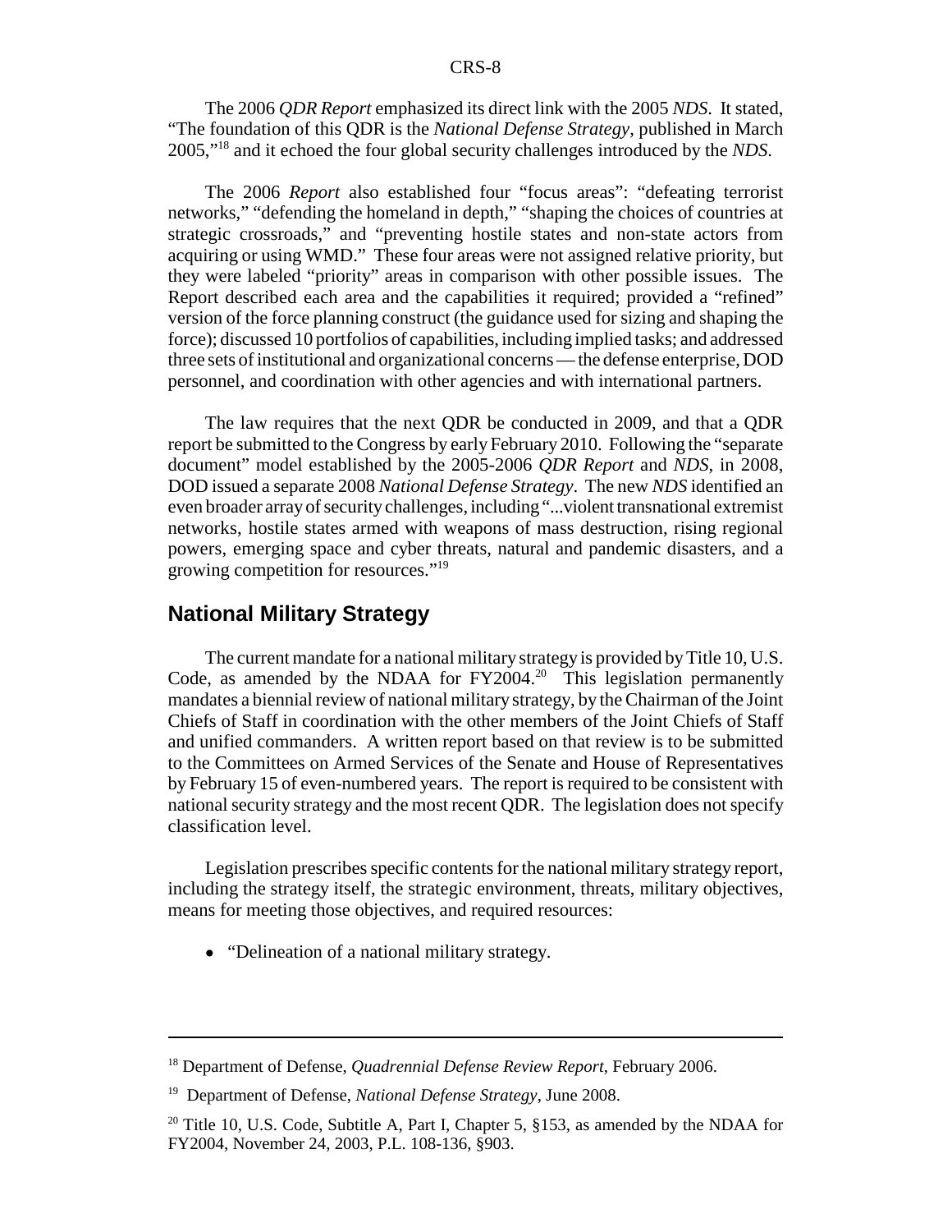The 2006 *QDR Report* emphasized its direct link with the 2005 *NDS*. It stated, "The foundation of this QDR is the *National Defense Strategy*, published in March 2005,"[18] and it echoed the four global security challenges introduced by the *NDS*.

The 2006 *Report* also established four "focus areas": "defeating terrorist networks," "defending the homeland in depth," "shaping the choices of countries at strategic crossroads," and "preventing hostile states and non-state actors from acquiring or using WMD." These four areas were not assigned relative priority, but they were labeled "priority" areas in comparison with other possible issues. The Report described each area and the capabilities it required; provided a "refined" version of the force planning construct (the guidance used for sizing and shaping the force); discussed 10 portfolios of capabilities, including implied tasks; and addressed three sets of institutional and organizational concerns — the defense enterprise, DOD personnel, and coordination with other agencies and with international partners.

The law requires that the next QDR be conducted in 2009, and that a QDR report be submitted to the Congress by early February 2010. Following the "separate document" model established by the 2005-2006 *QDR Report* and *NDS*, in 2008, DOD issued a separate 2008 *National Defense Strategy*. The new *NDS* identified an even broader array of security challenges, including "...violent transnational extremist networks, hostile states armed with weapons of mass destruction, rising regional powers, emerging space and cyber threats, natural and pandemic disasters, and a growing competition for resources."[19]

## National Military Strategy

The current mandate for a national military strategy is provided by Title 10, U.S. Code, as amended by the NDAA for FY2004.[20] This legislation permanently mandates a biennial review of national military strategy, by the Chairman of the Joint Chiefs of Staff in coordination with the other members of the Joint Chiefs of Staff and unified commanders. A written report based on that review is to be submitted to the Committees on Armed Services of the Senate and House of Representatives by February 15 of even-numbered years. The report is required to be consistent with national security strategy and the most recent QDR. The legislation does not specify classification level.

Legislation prescribes specific contents for the national military strategy report, including the strategy itself, the strategic environment, threats, military objectives, means for meeting those objectives, and required resources:

- "Delineation of a national military strategy.

---

[18] Department of Defense, *Quadrennial Defense Review Report*, February 2006.

[19] Department of Defense, *National Defense Strategy*, June 2008.

[20] Title 10, U.S. Code, Subtitle A, Part I, Chapter 5, §153, as amended by the NDAA for FY2004, November 24, 2003, P.L. 108-136, §903.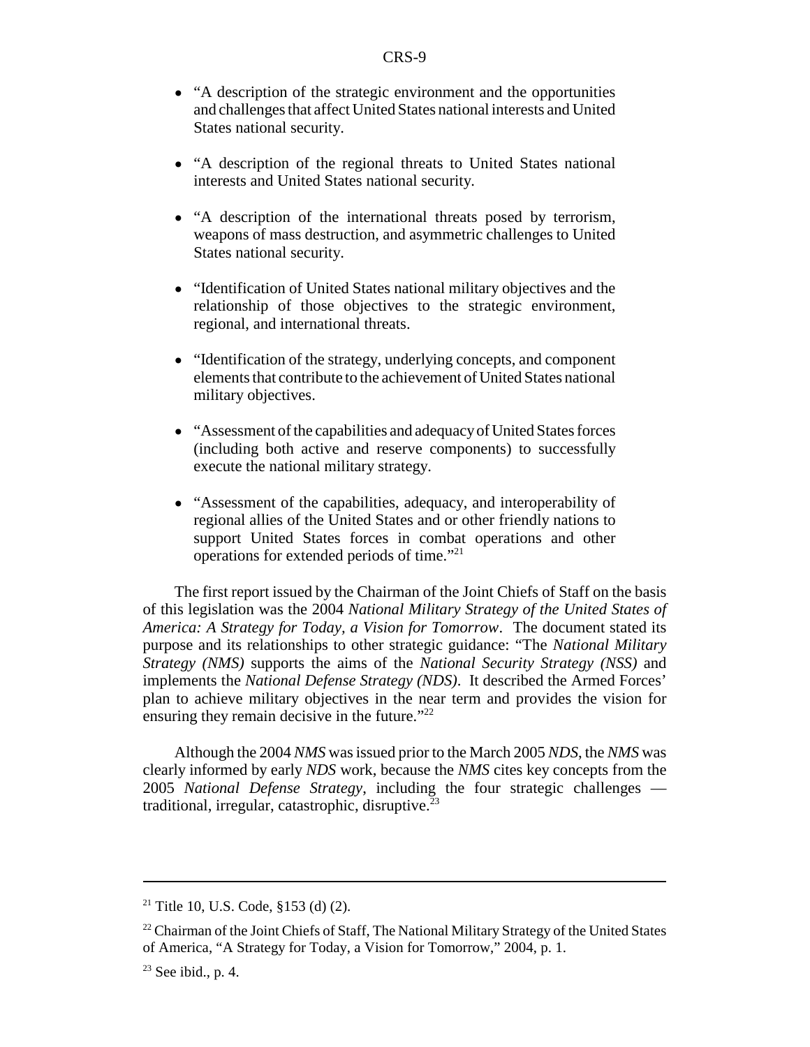- "A description of the strategic environment and the opportunities and challenges that affect United States national interests and United States national security.
- "A description of the regional threats to United States national interests and United States national security.
- "A description of the international threats posed by terrorism, weapons of mass destruction, and asymmetric challenges to United States national security.
- "Identification of United States national military objectives and the relationship of those objectives to the strategic environment, regional, and international threats.
- "Identification of the strategy, underlying concepts, and component elements that contribute to the achievement of United States national military objectives.
- "Assessment of the capabilities and adequacy of United States forces (including both active and reserve components) to successfully execute the national military strategy.
- "Assessment of the capabilities, adequacy, and interoperability of regional allies of the United States and or other friendly nations to support United States forces in combat operations and other operations for extended periods of time."[21]

The first report issued by the Chairman of the Joint Chiefs of Staff on the basis of this legislation was the 2004 *National Military Strategy of the United States of America: A Strategy for Today, a Vision for Tomorrow*. The document stated its purpose and its relationships to other strategic guidance: "The *National Military Strategy (NMS)* supports the aims of the *National Security Strategy (NSS)* and implements the *National Defense Strategy (NDS)*. It described the Armed Forces' plan to achieve military objectives in the near term and provides the vision for ensuring they remain decisive in the future."[22]

Although the 2004 *NMS* was issued prior to the March 2005 *NDS*, the *NMS* was clearly informed by early *NDS* work, because the *NMS* cites key concepts from the 2005 *National Defense Strategy*, including the four strategic challenges — traditional, irregular, catastrophic, disruptive.[23]

---

[21] Title 10, U.S. Code, §153 (d) (2).

[22] Chairman of the Joint Chiefs of Staff, The National Military Strategy of the United States of America, "A Strategy for Today, a Vision for Tomorrow," 2004, p. 1.

[23] See ibid., p. 4.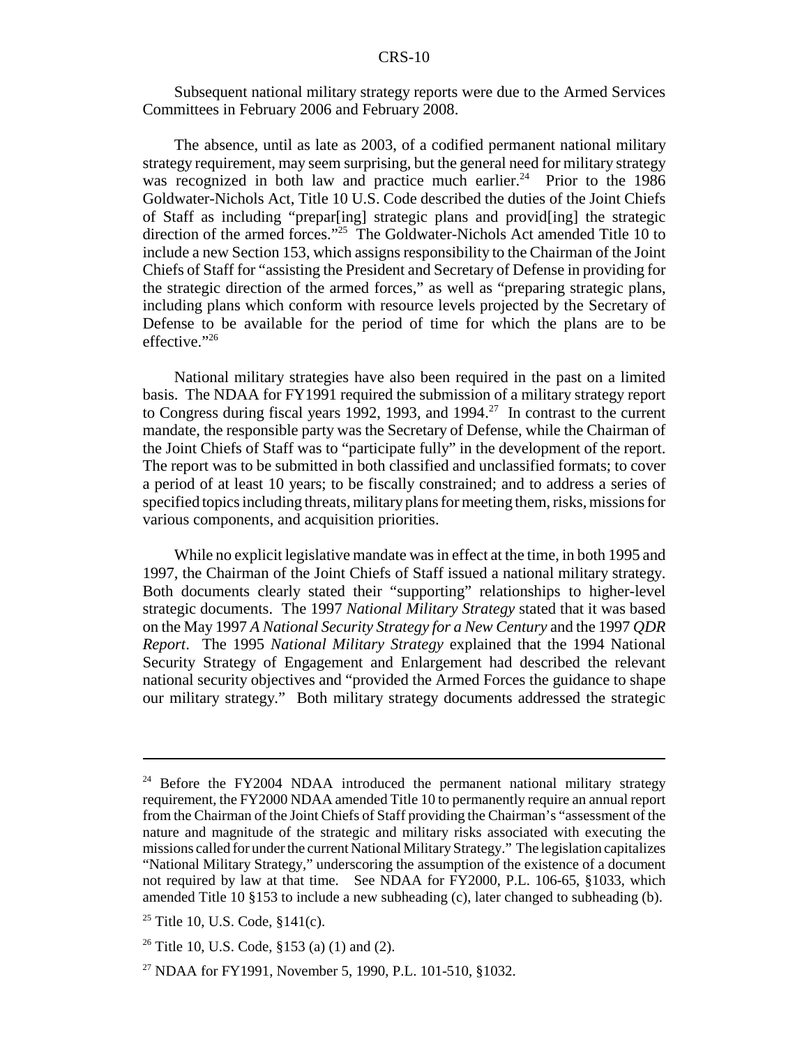Subsequent national military strategy reports were due to the Armed Services Committees in February 2006 and February 2008.

The absence, until as late as 2003, of a codified permanent national military strategy requirement, may seem surprising, but the general need for military strategy was recognized in both law and practice much earlier.[24] Prior to the 1986 Goldwater-Nichols Act, Title 10 U.S. Code described the duties of the Joint Chiefs of Staff as including "prepar[ing] strategic plans and provid[ing] the strategic direction of the armed forces."[25] The Goldwater-Nichols Act amended Title 10 to include a new Section 153, which assigns responsibility to the Chairman of the Joint Chiefs of Staff for "assisting the President and Secretary of Defense in providing for the strategic direction of the armed forces," as well as "preparing strategic plans, including plans which conform with resource levels projected by the Secretary of Defense to be available for the period of time for which the plans are to be effective."[26]

National military strategies have also been required in the past on a limited basis. The NDAA for FY1991 required the submission of a military strategy report to Congress during fiscal years 1992, 1993, and 1994.[27] In contrast to the current mandate, the responsible party was the Secretary of Defense, while the Chairman of the Joint Chiefs of Staff was to "participate fully" in the development of the report. The report was to be submitted in both classified and unclassified formats; to cover a period of at least 10 years; to be fiscally constrained; and to address a series of specified topics including threats, military plans for meeting them, risks, missions for various components, and acquisition priorities.

While no explicit legislative mandate was in effect at the time, in both 1995 and 1997, the Chairman of the Joint Chiefs of Staff issued a national military strategy. Both documents clearly stated their "supporting" relationships to higher-level strategic documents. The 1997 *National Military Strategy* stated that it was based on the May 1997 *A National Security Strategy for a New Century* and the 1997 *QDR Report*. The 1995 *National Military Strategy* explained that the 1994 National Security Strategy of Engagement and Enlargement had described the relevant national security objectives and "provided the Armed Forces the guidance to shape our military strategy." Both military strategy documents addressed the strategic

---

[24] Before the FY2004 NDAA introduced the permanent national military strategy requirement, the FY2000 NDAA amended Title 10 to permanently require an annual report from the Chairman of the Joint Chiefs of Staff providing the Chairman's "assessment of the nature and magnitude of the strategic and military risks associated with executing the missions called for under the current National Military Strategy." The legislation capitalizes "National Military Strategy," underscoring the assumption of the existence of a document not required by law at that time. See NDAA for FY2000, P.L. 106-65, §1033, which amended Title 10 §153 to include a new subheading (c), later changed to subheading (b).

[25] Title 10, U.S. Code, §141(c).

[26] Title 10, U.S. Code, §153 (a) (1) and (2).

[27] NDAA for FY1991, November 5, 1990, P.L. 101-510, §1032.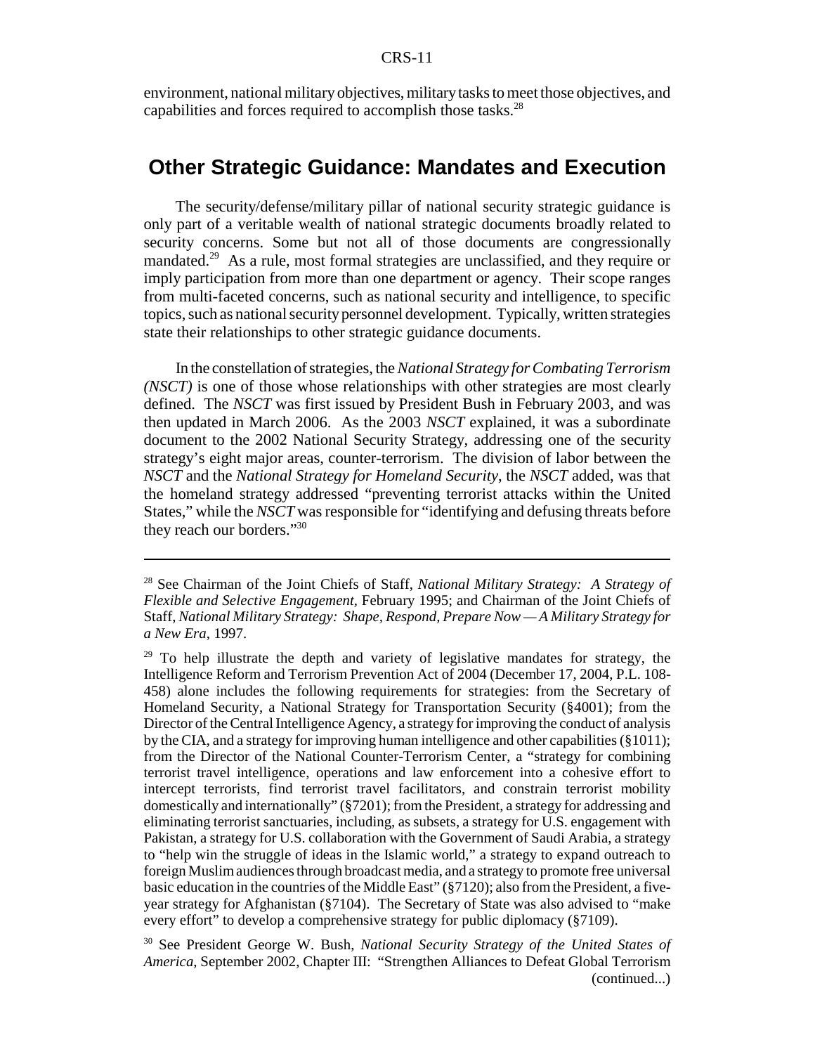environment, national military objectives, military tasks to meet those objectives, and capabilities and forces required to accomplish those tasks.[28]

## Other Strategic Guidance: Mandates and Execution

The security/defense/military pillar of national security strategic guidance is only part of a veritable wealth of national strategic documents broadly related to security concerns. Some but not all of those documents are congressionally mandated.[29] As a rule, most formal strategies are unclassified, and they require or imply participation from more than one department or agency. Their scope ranges from multi-faceted concerns, such as national security and intelligence, to specific topics, such as national security personnel development. Typically, written strategies state their relationships to other strategic guidance documents.

In the constellation of strategies, the *National Strategy for Combating Terrorism (NSCT)* is one of those whose relationships with other strategies are most clearly defined. The *NSCT* was first issued by President Bush in February 2003, and was then updated in March 2006. As the 2003 *NSCT* explained, it was a subordinate document to the 2002 National Security Strategy, addressing one of the security strategy's eight major areas, counter-terrorism. The division of labor between the *NSCT* and the *National Strategy for Homeland Security*, the *NSCT* added, was that the homeland strategy addressed "preventing terrorist attacks within the United States," while the *NSCT* was responsible for "identifying and defusing threats before they reach our borders."[30]

---

[28] See Chairman of the Joint Chiefs of Staff, *National Military Strategy: A Strategy of Flexible and Selective Engagement*, February 1995; and Chairman of the Joint Chiefs of Staff, *National Military Strategy: Shape, Respond, Prepare Now — A Military Strategy for a New Era*, 1997.

[29] To help illustrate the depth and variety of legislative mandates for strategy, the Intelligence Reform and Terrorism Prevention Act of 2004 (December 17, 2004, P.L. 108-458) alone includes the following requirements for strategies: from the Secretary of Homeland Security, a National Strategy for Transportation Security (§4001); from the Director of the Central Intelligence Agency, a strategy for improving the conduct of analysis by the CIA, and a strategy for improving human intelligence and other capabilities (§1011); from the Director of the National Counter-Terrorism Center, a "strategy for combining terrorist travel intelligence, operations and law enforcement into a cohesive effort to intercept terrorists, find terrorist travel facilitators, and constrain terrorist mobility domestically and internationally" (§7201); from the President, a strategy for addressing and eliminating terrorist sanctuaries, including, as subsets, a strategy for U.S. engagement with Pakistan, a strategy for U.S. collaboration with the Government of Saudi Arabia, a strategy to "help win the struggle of ideas in the Islamic world," a strategy to expand outreach to foreign Muslim audiences through broadcast media, and a strategy to promote free universal basic education in the countries of the Middle East" (§7120); also from the President, a five-year strategy for Afghanistan (§7104). The Secretary of State was also advised to "make every effort" to develop a comprehensive strategy for public diplomacy (§7109).

[30] See President George W. Bush, *National Security Strategy of the United States of America*, September 2002, Chapter III: "Strengthen Alliances to Defeat Global Terrorism (continued...)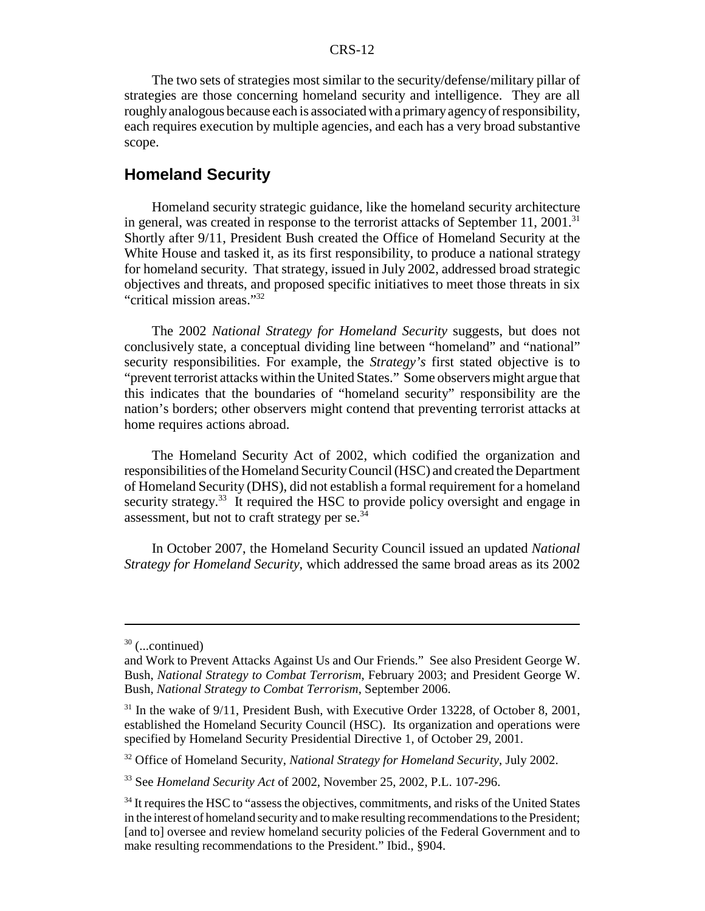The two sets of strategies most similar to the security/defense/military pillar of strategies are those concerning homeland security and intelligence. They are all roughly analogous because each is associated with a primary agency of responsibility, each requires execution by multiple agencies, and each has a very broad substantive scope.

## Homeland Security

Homeland security strategic guidance, like the homeland security architecture in general, was created in response to the terrorist attacks of September 11, 2001.[31] Shortly after 9/11, President Bush created the Office of Homeland Security at the White House and tasked it, as its first responsibility, to produce a national strategy for homeland security. That strategy, issued in July 2002, addressed broad strategic objectives and threats, and proposed specific initiatives to meet those threats in six "critical mission areas."[32]

The 2002 *National Strategy for Homeland Security* suggests, but does not conclusively state, a conceptual dividing line between "homeland" and "national" security responsibilities. For example, the *Strategy's* first stated objective is to "prevent terrorist attacks within the United States." Some observers might argue that this indicates that the boundaries of "homeland security" responsibility are the nation's borders; other observers might contend that preventing terrorist attacks at home requires actions abroad.

The Homeland Security Act of 2002, which codified the organization and responsibilities of the Homeland Security Council (HSC) and created the Department of Homeland Security (DHS), did not establish a formal requirement for a homeland security strategy.[33] It required the HSC to provide policy oversight and engage in assessment, but not to craft strategy per se.[34]

In October 2007, the Homeland Security Council issued an updated *National Strategy for Homeland Security*, which addressed the same broad areas as its 2002

---

[30] (...continued)
and Work to Prevent Attacks Against Us and Our Friends." See also President George W. Bush, *National Strategy to Combat Terrorism*, February 2003; and President George W. Bush, *National Strategy to Combat Terrorism*, September 2006.

[31] In the wake of 9/11, President Bush, with Executive Order 13228, of October 8, 2001, established the Homeland Security Council (HSC). Its organization and operations were specified by Homeland Security Presidential Directive 1, of October 29, 2001.

[32] Office of Homeland Security, *National Strategy for Homeland Security*, July 2002.

[33] See *Homeland Security Act* of 2002, November 25, 2002, P.L. 107-296.

[34] It requires the HSC to "assess the objectives, commitments, and risks of the United States in the interest of homeland security and to make resulting recommendations to the President; [and to] oversee and review homeland security policies of the Federal Government and to make resulting recommendations to the President." Ibid., §904.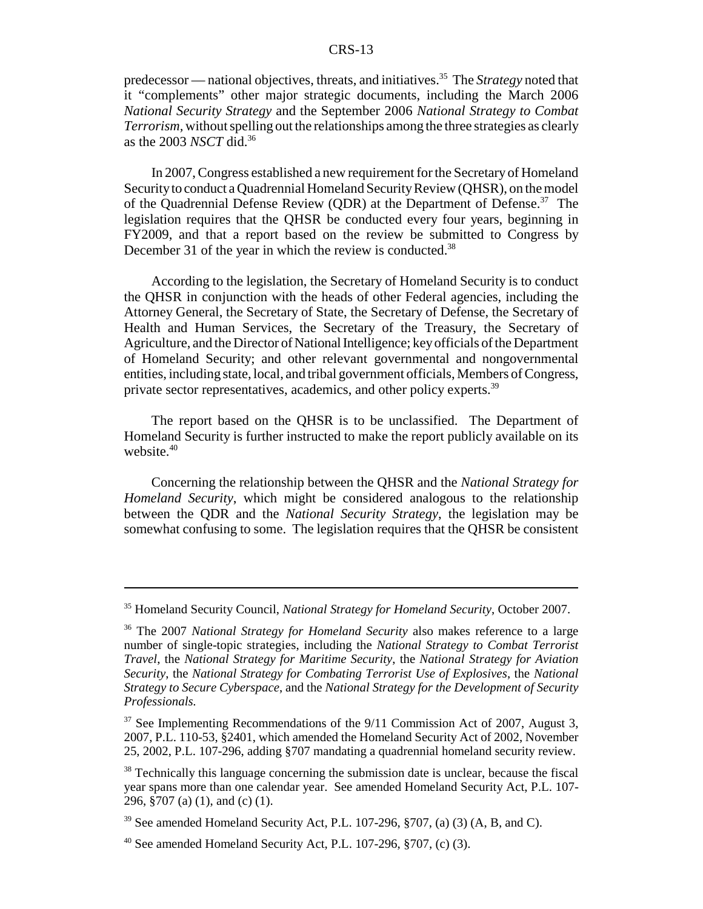predecessor — national objectives, threats, and initiatives.[35] The *Strategy* noted that it "complements" other major strategic documents, including the March 2006 *National Security Strategy* and the September 2006 *National Strategy to Combat Terrorism*, without spelling out the relationships among the three strategies as clearly as the 2003 *NSCT* did.[36]

In 2007, Congress established a new requirement for the Secretary of Homeland Security to conduct a Quadrennial Homeland Security Review (QHSR), on the model of the Quadrennial Defense Review (QDR) at the Department of Defense.[37] The legislation requires that the QHSR be conducted every four years, beginning in FY2009, and that a report based on the review be submitted to Congress by December 31 of the year in which the review is conducted.[38]

According to the legislation, the Secretary of Homeland Security is to conduct the QHSR in conjunction with the heads of other Federal agencies, including the Attorney General, the Secretary of State, the Secretary of Defense, the Secretary of Health and Human Services, the Secretary of the Treasury, the Secretary of Agriculture, and the Director of National Intelligence; key officials of the Department of Homeland Security; and other relevant governmental and nongovernmental entities, including state, local, and tribal government officials, Members of Congress, private sector representatives, academics, and other policy experts.[39]

The report based on the QHSR is to be unclassified. The Department of Homeland Security is further instructed to make the report publicly available on its website.[40]

Concerning the relationship between the QHSR and the *National Strategy for Homeland Security*, which might be considered analogous to the relationship between the QDR and the *National Security Strategy*, the legislation may be somewhat confusing to some. The legislation requires that the QHSR be consistent

---

[35] Homeland Security Council, *National Strategy for Homeland Security*, October 2007.

[36] The 2007 *National Strategy for Homeland Security* also makes reference to a large number of single-topic strategies, including the *National Strategy to Combat Terrorist Travel*, the *National Strategy for Maritime Security*, the *National Strategy for Aviation Security*, the *National Strategy for Combating Terrorist Use of Explosives*, the *National Strategy to Secure Cyberspace*, and the *National Strategy for the Development of Security Professionals.*

[37] See Implementing Recommendations of the 9/11 Commission Act of 2007, August 3, 2007, P.L. 110-53, §2401, which amended the Homeland Security Act of 2002, November 25, 2002, P.L. 107-296, adding §707 mandating a quadrennial homeland security review.

[38] Technically this language concerning the submission date is unclear, because the fiscal year spans more than one calendar year. See amended Homeland Security Act, P.L. 107-296, §707 (a) (1), and (c) (1).

[39] See amended Homeland Security Act, P.L. 107-296, §707, (a) (3) (A, B, and C).

[40] See amended Homeland Security Act, P.L. 107-296, §707, (c) (3).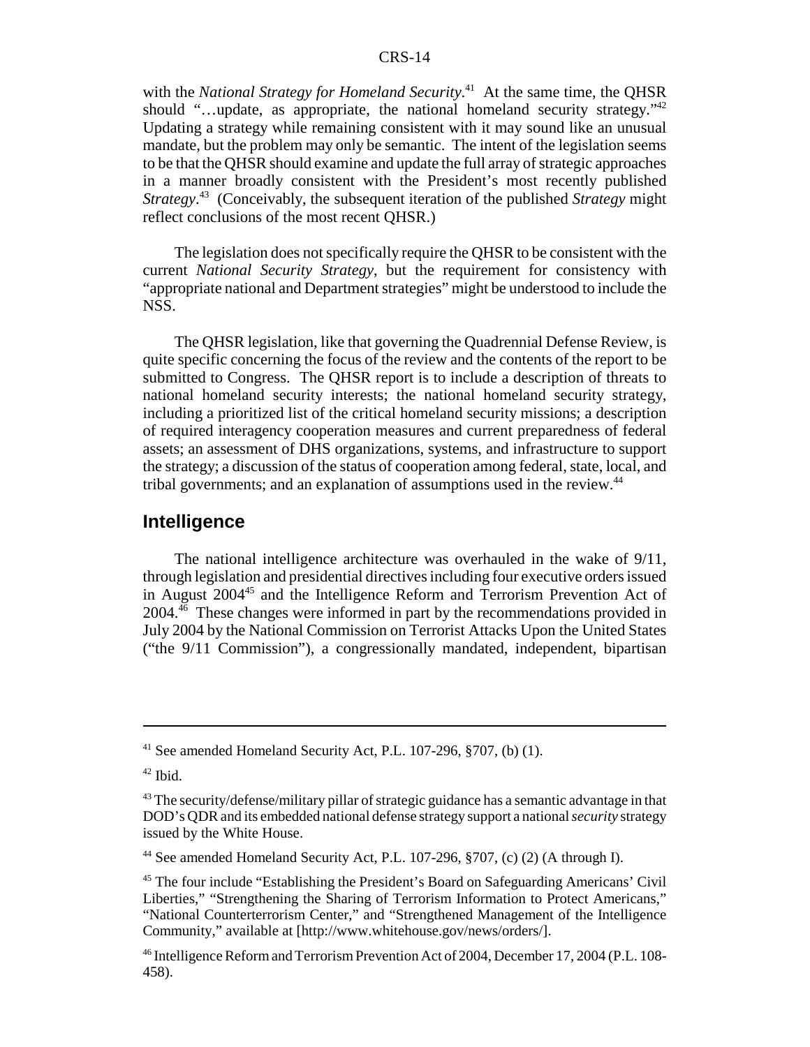with the *National Strategy for Homeland Security*.[41] At the same time, the QHSR should "…update, as appropriate, the national homeland security strategy."[42] Updating a strategy while remaining consistent with it may sound like an unusual mandate, but the problem may only be semantic. The intent of the legislation seems to be that the QHSR should examine and update the full array of strategic approaches in a manner broadly consistent with the President's most recently published *Strategy*.[43] (Conceivably, the subsequent iteration of the published *Strategy* might reflect conclusions of the most recent QHSR.)

The legislation does not specifically require the QHSR to be consistent with the current *National Security Strategy*, but the requirement for consistency with "appropriate national and Department strategies" might be understood to include the NSS.

The QHSR legislation, like that governing the Quadrennial Defense Review, is quite specific concerning the focus of the review and the contents of the report to be submitted to Congress. The QHSR report is to include a description of threats to national homeland security interests; the national homeland security strategy, including a prioritized list of the critical homeland security missions; a description of required interagency cooperation measures and current preparedness of federal assets; an assessment of DHS organizations, systems, and infrastructure to support the strategy; a discussion of the status of cooperation among federal, state, local, and tribal governments; and an explanation of assumptions used in the review.[44]

## Intelligence

The national intelligence architecture was overhauled in the wake of 9/11, through legislation and presidential directives including four executive orders issued in August 2004[45] and the Intelligence Reform and Terrorism Prevention Act of 2004.[46] These changes were informed in part by the recommendations provided in July 2004 by the National Commission on Terrorist Attacks Upon the United States ("the 9/11 Commission"), a congressionally mandated, independent, bipartisan

---

[41] See amended Homeland Security Act, P.L. 107-296, §707, (b) (1).

[42] Ibid.

[43] The security/defense/military pillar of strategic guidance has a semantic advantage in that DOD's QDR and its embedded national defense strategy support a national *security* strategy issued by the White House.

[44] See amended Homeland Security Act, P.L. 107-296, §707, (c) (2) (A through I).

[45] The four include "Establishing the President's Board on Safeguarding Americans' Civil Liberties," "Strengthening the Sharing of Terrorism Information to Protect Americans," "National Counterterrorism Center," and "Strengthened Management of the Intelligence Community," available at [http://www.whitehouse.gov/news/orders/].

[46] Intelligence Reform and Terrorism Prevention Act of 2004, December 17, 2004 (P.L. 108-458).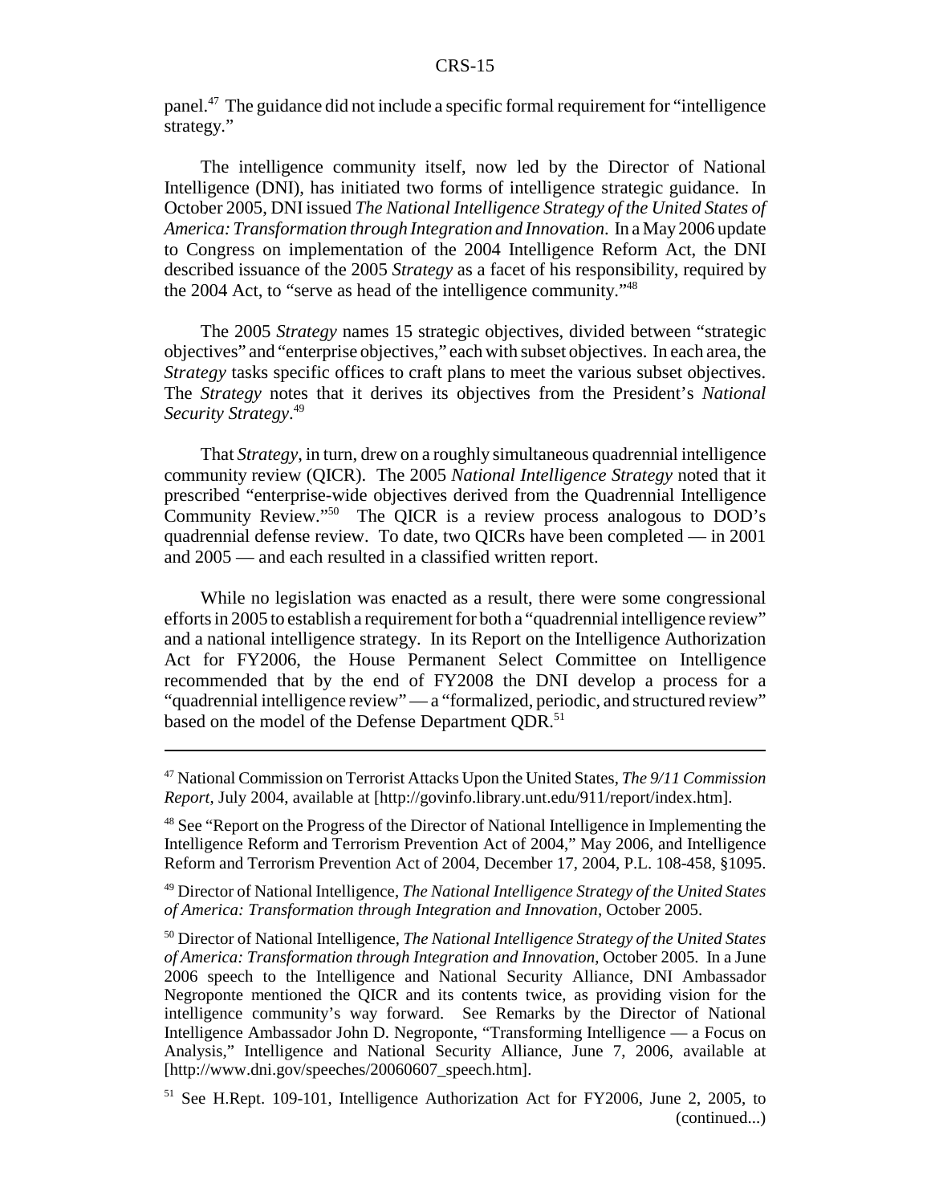panel.[47] The guidance did not include a specific formal requirement for "intelligence strategy."

The intelligence community itself, now led by the Director of National Intelligence (DNI), has initiated two forms of intelligence strategic guidance. In October 2005, DNI issued *The National Intelligence Strategy of the United States of America: Transformation through Integration and Innovation*. In a May 2006 update to Congress on implementation of the 2004 Intelligence Reform Act, the DNI described issuance of the 2005 *Strategy* as a facet of his responsibility, required by the 2004 Act, to "serve as head of the intelligence community."[48]

The 2005 *Strategy* names 15 strategic objectives, divided between "strategic objectives" and "enterprise objectives," each with subset objectives. In each area, the *Strategy* tasks specific offices to craft plans to meet the various subset objectives. The *Strategy* notes that it derives its objectives from the President's *National Security Strategy*.[49]

That *Strategy*, in turn, drew on a roughly simultaneous quadrennial intelligence community review (QICR). The 2005 *National Intelligence Strategy* noted that it prescribed "enterprise-wide objectives derived from the Quadrennial Intelligence Community Review."[50] The QICR is a review process analogous to DOD's quadrennial defense review. To date, two QICRs have been completed — in 2001 and 2005 — and each resulted in a classified written report.

While no legislation was enacted as a result, there were some congressional efforts in 2005 to establish a requirement for both a "quadrennial intelligence review" and a national intelligence strategy. In its Report on the Intelligence Authorization Act for FY2006, the House Permanent Select Committee on Intelligence recommended that by the end of FY2008 the DNI develop a process for a "quadrennial intelligence review" — a "formalized, periodic, and structured review" based on the model of the Defense Department QDR.[51]

---

[47] National Commission on Terrorist Attacks Upon the United States, *The 9/11 Commission Report*, July 2004, available at [http://govinfo.library.unt.edu/911/report/index.htm].

[48] See "Report on the Progress of the Director of National Intelligence in Implementing the Intelligence Reform and Terrorism Prevention Act of 2004," May 2006, and Intelligence Reform and Terrorism Prevention Act of 2004, December 17, 2004, P.L. 108-458, §1095.

[49] Director of National Intelligence, *The National Intelligence Strategy of the United States of America: Transformation through Integration and Innovation*, October 2005.

[50] Director of National Intelligence, *The National Intelligence Strategy of the United States of America: Transformation through Integration and Innovation*, October 2005. In a June 2006 speech to the Intelligence and National Security Alliance, DNI Ambassador Negroponte mentioned the QICR and its contents twice, as providing vision for the intelligence community's way forward. See Remarks by the Director of National Intelligence Ambassador John D. Negroponte, "Transforming Intelligence — a Focus on Analysis," Intelligence and National Security Alliance, June 7, 2006, available at [http://www.dni.gov/speeches/20060607_speech.htm].

[51] See H.Rept. 109-101, Intelligence Authorization Act for FY2006, June 2, 2005, to (continued...)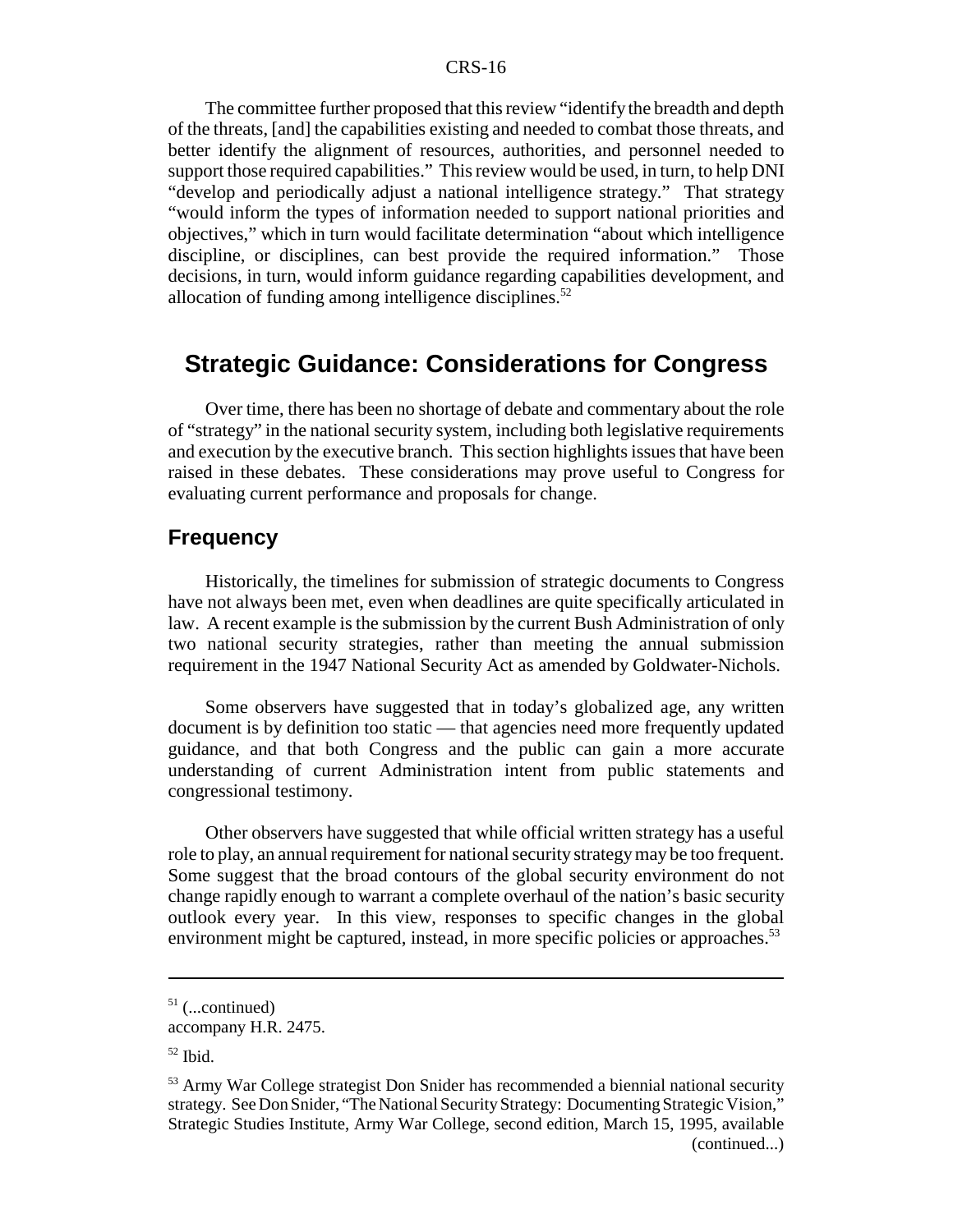The committee further proposed that this review "identify the breadth and depth of the threats, [and] the capabilities existing and needed to combat those threats, and better identify the alignment of resources, authorities, and personnel needed to support those required capabilities." This review would be used, in turn, to help DNI "develop and periodically adjust a national intelligence strategy." That strategy "would inform the types of information needed to support national priorities and objectives," which in turn would facilitate determination "about which intelligence discipline, or disciplines, can best provide the required information." Those decisions, in turn, would inform guidance regarding capabilities development, and allocation of funding among intelligence disciplines.[52]

## Strategic Guidance: Considerations for Congress

Over time, there has been no shortage of debate and commentary about the role of "strategy" in the national security system, including both legislative requirements and execution by the executive branch. This section highlights issues that have been raised in these debates. These considerations may prove useful to Congress for evaluating current performance and proposals for change.

### Frequency

Historically, the timelines for submission of strategic documents to Congress have not always been met, even when deadlines are quite specifically articulated in law. A recent example is the submission by the current Bush Administration of only two national security strategies, rather than meeting the annual submission requirement in the 1947 National Security Act as amended by Goldwater-Nichols.

Some observers have suggested that in today's globalized age, any written document is by definition too static — that agencies need more frequently updated guidance, and that both Congress and the public can gain a more accurate understanding of current Administration intent from public statements and congressional testimony.

Other observers have suggested that while official written strategy has a useful role to play, an annual requirement for national security strategy may be too frequent. Some suggest that the broad contours of the global security environment do not change rapidly enough to warrant a complete overhaul of the nation's basic security outlook every year. In this view, responses to specific changes in the global environment might be captured, instead, in more specific policies or approaches.[53]

---

[51] (...continued) accompany H.R. 2475.

[52] Ibid.

[53] Army War College strategist Don Snider has recommended a biennial national security strategy. See Don Snider, "The National Security Strategy: Documenting Strategic Vision," Strategic Studies Institute, Army War College, second edition, March 15, 1995, available (continued...)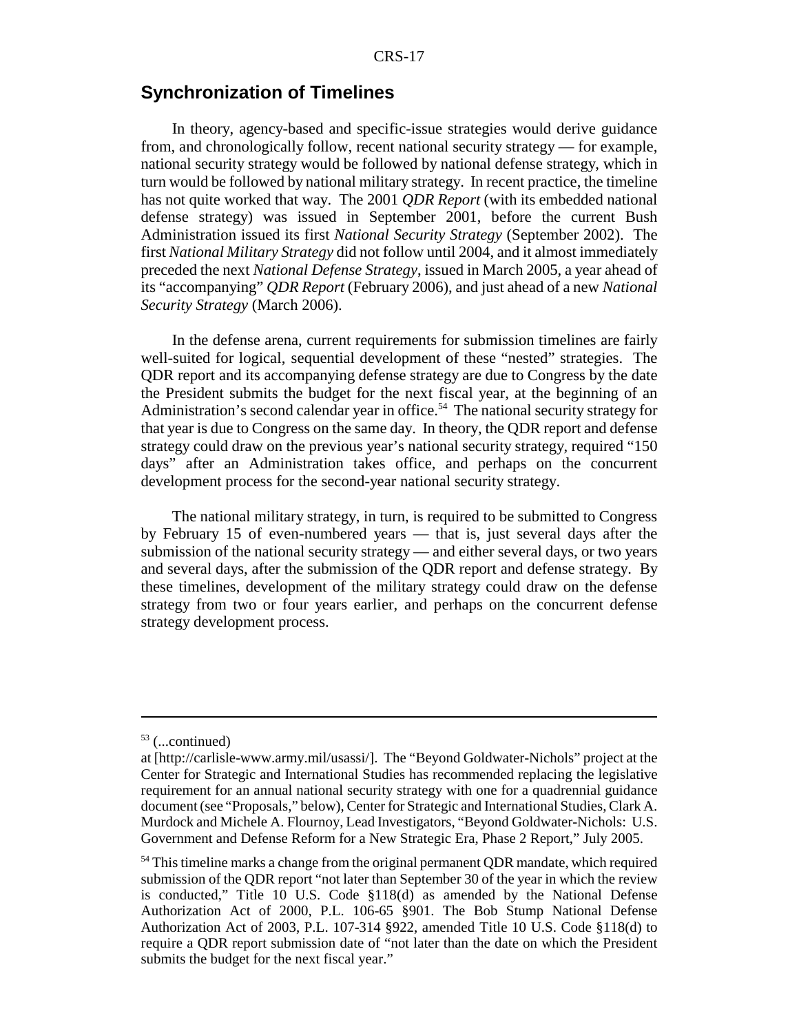## Synchronization of Timelines

In theory, agency-based and specific-issue strategies would derive guidance from, and chronologically follow, recent national security strategy — for example, national security strategy would be followed by national defense strategy, which in turn would be followed by national military strategy. In recent practice, the timeline has not quite worked that way. The 2001 *QDR Report* (with its embedded national defense strategy) was issued in September 2001, before the current Bush Administration issued its first *National Security Strategy* (September 2002). The first *National Military Strategy* did not follow until 2004, and it almost immediately preceded the next *National Defense Strategy*, issued in March 2005, a year ahead of its "accompanying" *QDR Report* (February 2006), and just ahead of a new *National Security Strategy* (March 2006).

In the defense arena, current requirements for submission timelines are fairly well-suited for logical, sequential development of these "nested" strategies. The QDR report and its accompanying defense strategy are due to Congress by the date the President submits the budget for the next fiscal year, at the beginning of an Administration's second calendar year in office.[54] The national security strategy for that year is due to Congress on the same day. In theory, the QDR report and defense strategy could draw on the previous year's national security strategy, required "150 days" after an Administration takes office, and perhaps on the concurrent development process for the second-year national security strategy.

The national military strategy, in turn, is required to be submitted to Congress by February 15 of even-numbered years — that is, just several days after the submission of the national security strategy — and either several days, or two years and several days, after the submission of the QDR report and defense strategy. By these timelines, development of the military strategy could draw on the defense strategy from two or four years earlier, and perhaps on the concurrent defense strategy development process.

---

[53] (...continued)
at [http://carlisle-www.army.mil/usassi/]. The "Beyond Goldwater-Nichols" project at the Center for Strategic and International Studies has recommended replacing the legislative requirement for an annual national security strategy with one for a quadrennial guidance document (see "Proposals," below), Center for Strategic and International Studies, Clark A. Murdock and Michele A. Flournoy, Lead Investigators, "Beyond Goldwater-Nichols: U.S. Government and Defense Reform for a New Strategic Era, Phase 2 Report," July 2005.

[54] This timeline marks a change from the original permanent QDR mandate, which required submission of the QDR report "not later than September 30 of the year in which the review is conducted," Title 10 U.S. Code §118(d) as amended by the National Defense Authorization Act of 2000, P.L. 106-65 §901. The Bob Stump National Defense Authorization Act of 2003, P.L. 107-314 §922, amended Title 10 U.S. Code §118(d) to require a QDR report submission date of "not later than the date on which the President submits the budget for the next fiscal year."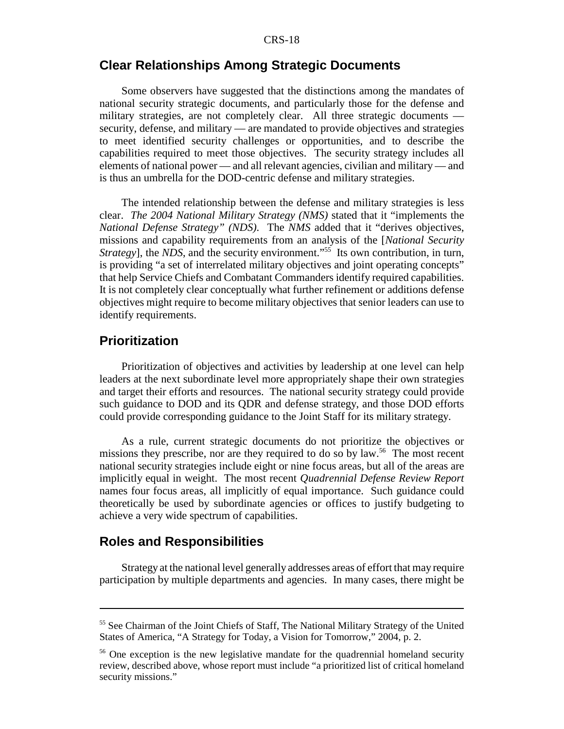## Clear Relationships Among Strategic Documents

Some observers have suggested that the distinctions among the mandates of national security strategic documents, and particularly those for the defense and military strategies, are not completely clear. All three strategic documents — security, defense, and military — are mandated to provide objectives and strategies to meet identified security challenges or opportunities, and to describe the capabilities required to meet those objectives. The security strategy includes all elements of national power — and all relevant agencies, civilian and military — and is thus an umbrella for the DOD-centric defense and military strategies.

The intended relationship between the defense and military strategies is less clear. *The 2004 National Military Strategy (NMS)* stated that it "implements the *National Defense Strategy" (NDS)*. The *NMS* added that it "derives objectives, missions and capability requirements from an analysis of the [*National Security Strategy*], the *NDS*, and the security environment."[55] Its own contribution, in turn, is providing "a set of interrelated military objectives and joint operating concepts" that help Service Chiefs and Combatant Commanders identify required capabilities. It is not completely clear conceptually what further refinement or additions defense objectives might require to become military objectives that senior leaders can use to identify requirements.

## Prioritization

Prioritization of objectives and activities by leadership at one level can help leaders at the next subordinate level more appropriately shape their own strategies and target their efforts and resources. The national security strategy could provide such guidance to DOD and its QDR and defense strategy, and those DOD efforts could provide corresponding guidance to the Joint Staff for its military strategy.

As a rule, current strategic documents do not prioritize the objectives or missions they prescribe, nor are they required to do so by law.[56] The most recent national security strategies include eight or nine focus areas, but all of the areas are implicitly equal in weight. The most recent *Quadrennial Defense Review Report* names four focus areas, all implicitly of equal importance. Such guidance could theoretically be used by subordinate agencies or offices to justify budgeting to achieve a very wide spectrum of capabilities.

## Roles and Responsibilities

Strategy at the national level generally addresses areas of effort that may require participation by multiple departments and agencies. In many cases, there might be

---

[55] See Chairman of the Joint Chiefs of Staff, The National Military Strategy of the United States of America, "A Strategy for Today, a Vision for Tomorrow," 2004, p. 2.

[56] One exception is the new legislative mandate for the quadrennial homeland security review, described above, whose report must include "a prioritized list of critical homeland security missions."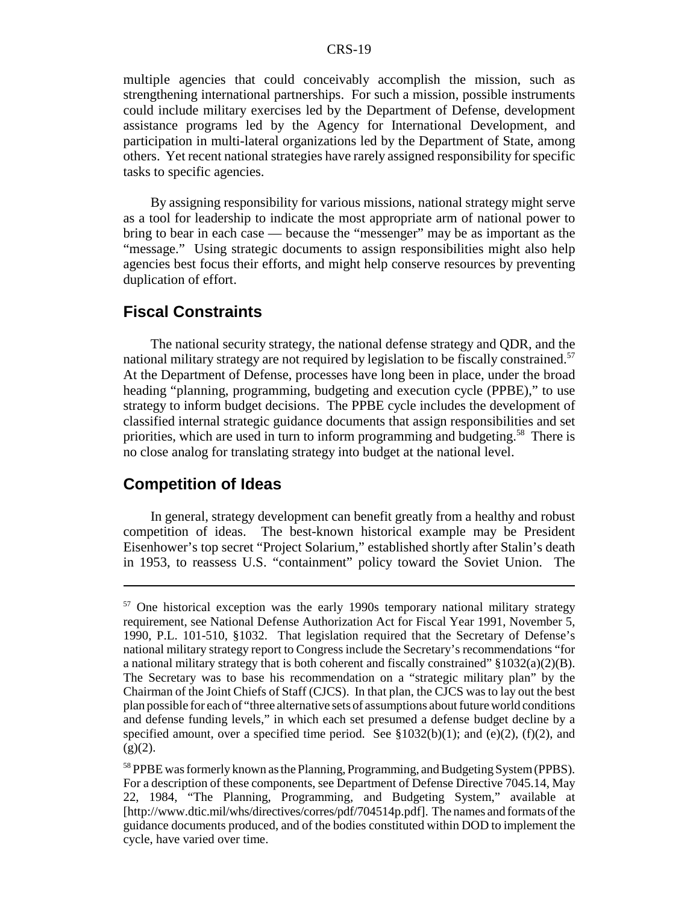multiple agencies that could conceivably accomplish the mission, such as strengthening international partnerships. For such a mission, possible instruments could include military exercises led by the Department of Defense, development assistance programs led by the Agency for International Development, and participation in multi-lateral organizations led by the Department of State, among others. Yet recent national strategies have rarely assigned responsibility for specific tasks to specific agencies.

By assigning responsibility for various missions, national strategy might serve as a tool for leadership to indicate the most appropriate arm of national power to bring to bear in each case — because the "messenger" may be as important as the "message." Using strategic documents to assign responsibilities might also help agencies best focus their efforts, and might help conserve resources by preventing duplication of effort.

## Fiscal Constraints

The national security strategy, the national defense strategy and QDR, and the national military strategy are not required by legislation to be fiscally constrained.[57] At the Department of Defense, processes have long been in place, under the broad heading "planning, programming, budgeting and execution cycle (PPBE)," to use strategy to inform budget decisions. The PPBE cycle includes the development of classified internal strategic guidance documents that assign responsibilities and set priorities, which are used in turn to inform programming and budgeting.[58] There is no close analog for translating strategy into budget at the national level.

## Competition of Ideas

In general, strategy development can benefit greatly from a healthy and robust competition of ideas. The best-known historical example may be President Eisenhower's top secret "Project Solarium," established shortly after Stalin's death in 1953, to reassess U.S. "containment" policy toward the Soviet Union. The

---

[57] One historical exception was the early 1990s temporary national military strategy requirement, see National Defense Authorization Act for Fiscal Year 1991, November 5, 1990, P.L. 101-510, §1032. That legislation required that the Secretary of Defense's national military strategy report to Congress include the Secretary's recommendations "for a national military strategy that is both coherent and fiscally constrained" §1032(a)(2)(B). The Secretary was to base his recommendation on a "strategic military plan" by the Chairman of the Joint Chiefs of Staff (CJCS). In that plan, the CJCS was to lay out the best plan possible for each of "three alternative sets of assumptions about future world conditions and defense funding levels," in which each set presumed a defense budget decline by a specified amount, over a specified time period. See §1032(b)(1); and (e)(2), (f)(2), and (g)(2).

[58] PPBE was formerly known as the Planning, Programming, and Budgeting System (PPBS). For a description of these components, see Department of Defense Directive 7045.14, May 22, 1984, "The Planning, Programming, and Budgeting System," available at [http://www.dtic.mil/whs/directives/corres/pdf/704514p.pdf]. The names and formats of the guidance documents produced, and of the bodies constituted within DOD to implement the cycle, have varied over time.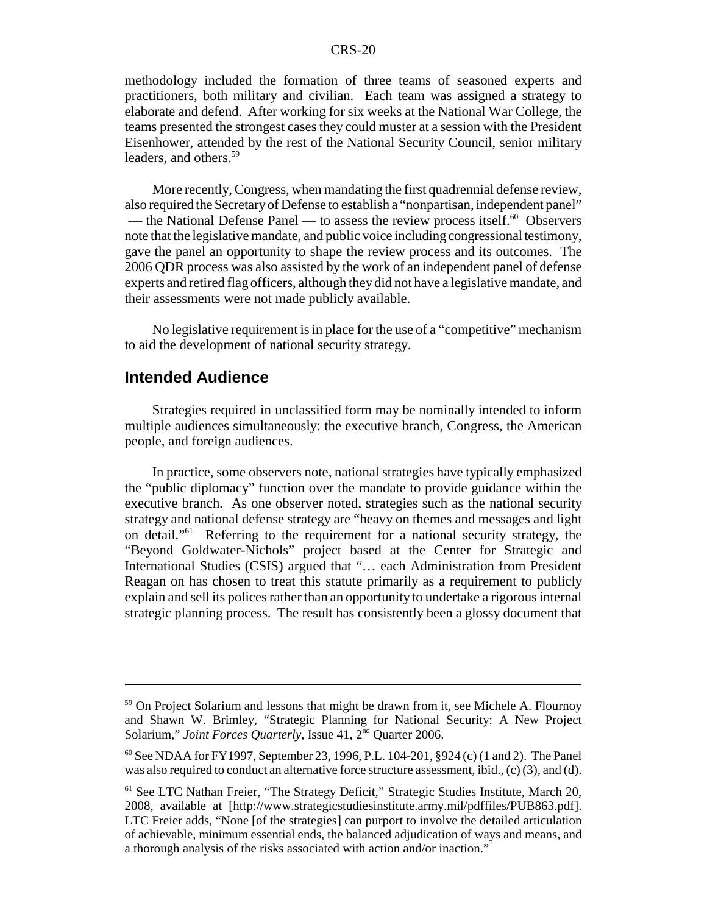methodology included the formation of three teams of seasoned experts and practitioners, both military and civilian. Each team was assigned a strategy to elaborate and defend. After working for six weeks at the National War College, the teams presented the strongest cases they could muster at a session with the President Eisenhower, attended by the rest of the National Security Council, senior military leaders, and others.[59]

More recently, Congress, when mandating the first quadrennial defense review, also required the Secretary of Defense to establish a "nonpartisan, independent panel" — the National Defense Panel — to assess the review process itself.[60] Observers note that the legislative mandate, and public voice including congressional testimony, gave the panel an opportunity to shape the review process and its outcomes. The 2006 QDR process was also assisted by the work of an independent panel of defense experts and retired flag officers, although they did not have a legislative mandate, and their assessments were not made publicly available.

No legislative requirement is in place for the use of a "competitive" mechanism to aid the development of national security strategy.

## Intended Audience

Strategies required in unclassified form may be nominally intended to inform multiple audiences simultaneously: the executive branch, Congress, the American people, and foreign audiences.

In practice, some observers note, national strategies have typically emphasized the "public diplomacy" function over the mandate to provide guidance within the executive branch. As one observer noted, strategies such as the national security strategy and national defense strategy are "heavy on themes and messages and light on detail."[61] Referring to the requirement for a national security strategy, the "Beyond Goldwater-Nichols" project based at the Center for Strategic and International Studies (CSIS) argued that "… each Administration from President Reagan on has chosen to treat this statute primarily as a requirement to publicly explain and sell its polices rather than an opportunity to undertake a rigorous internal strategic planning process. The result has consistently been a glossy document that

---

[59] On Project Solarium and lessons that might be drawn from it, see Michele A. Flournoy and Shawn W. Brimley, "Strategic Planning for National Security: A New Project Solarium," *Joint Forces Quarterly*, Issue 41, 2nd Quarter 2006.

[60] See NDAA for FY1997, September 23, 1996, P.L. 104-201, §924 (c) (1 and 2). The Panel was also required to conduct an alternative force structure assessment, ibid., (c) (3), and (d).

[61] See LTC Nathan Freier, "The Strategy Deficit," Strategic Studies Institute, March 20, 2008, available at [http://www.strategicstudiesinstitute.army.mil/pdffiles/PUB863.pdf]. LTC Freier adds, "None [of the strategies] can purport to involve the detailed articulation of achievable, minimum essential ends, the balanced adjudication of ways and means, and a thorough analysis of the risks associated with action and/or inaction."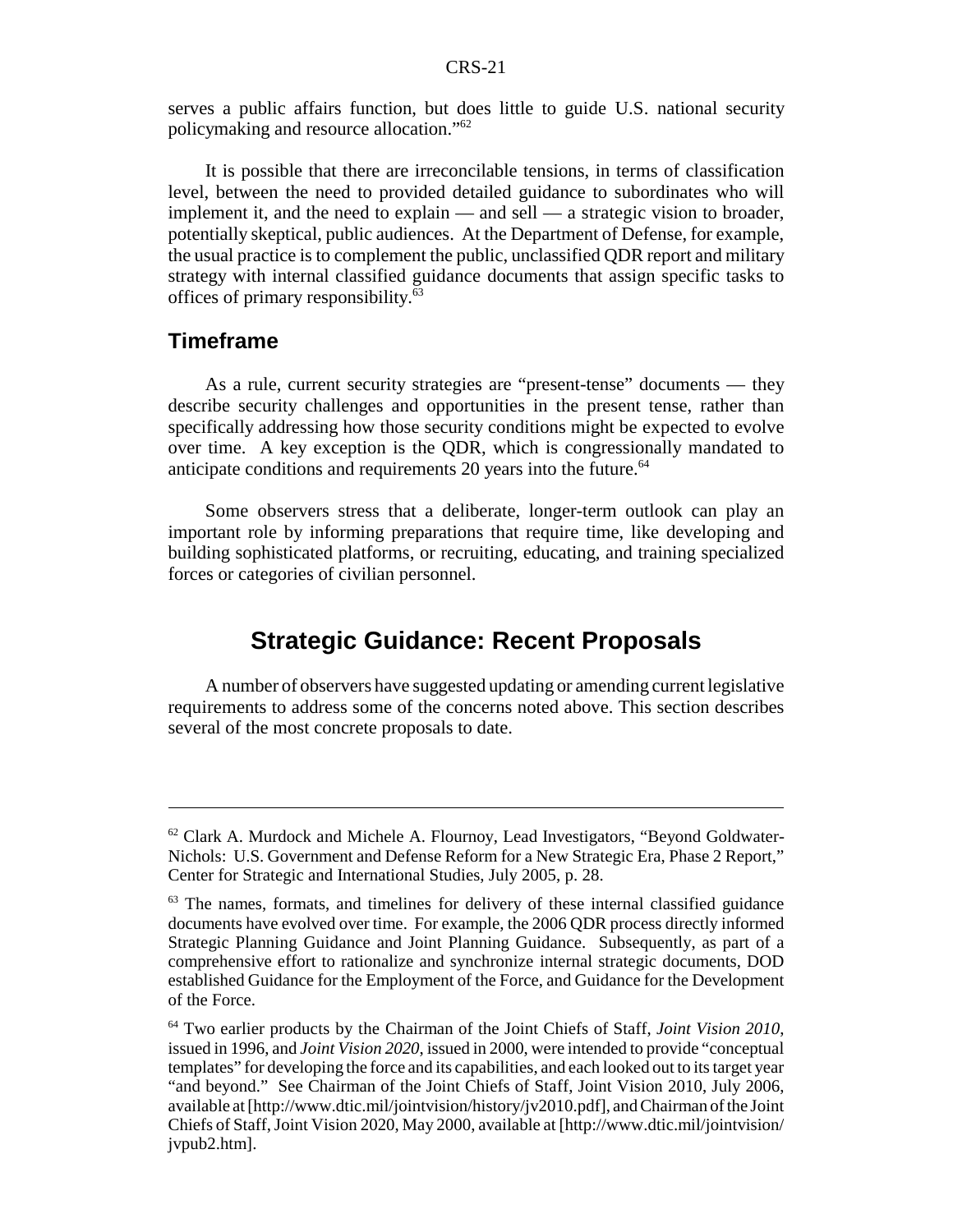serves a public affairs function, but does little to guide U.S. national security policymaking and resource allocation."[62]

It is possible that there are irreconcilable tensions, in terms of classification level, between the need to provided detailed guidance to subordinates who will implement it, and the need to explain — and sell — a strategic vision to broader, potentially skeptical, public audiences. At the Department of Defense, for example, the usual practice is to complement the public, unclassified QDR report and military strategy with internal classified guidance documents that assign specific tasks to offices of primary responsibility.[63]

### Timeframe

As a rule, current security strategies are "present-tense" documents — they describe security challenges and opportunities in the present tense, rather than specifically addressing how those security conditions might be expected to evolve over time. A key exception is the QDR, which is congressionally mandated to anticipate conditions and requirements 20 years into the future.[64]

Some observers stress that a deliberate, longer-term outlook can play an important role by informing preparations that require time, like developing and building sophisticated platforms, or recruiting, educating, and training specialized forces or categories of civilian personnel.

## Strategic Guidance: Recent Proposals

A number of observers have suggested updating or amending current legislative requirements to address some of the concerns noted above. This section describes several of the most concrete proposals to date.

---

[62] Clark A. Murdock and Michele A. Flournoy, Lead Investigators, "Beyond Goldwater-Nichols: U.S. Government and Defense Reform for a New Strategic Era, Phase 2 Report," Center for Strategic and International Studies, July 2005, p. 28.

[63] The names, formats, and timelines for delivery of these internal classified guidance documents have evolved over time. For example, the 2006 QDR process directly informed Strategic Planning Guidance and Joint Planning Guidance. Subsequently, as part of a comprehensive effort to rationalize and synchronize internal strategic documents, DOD established Guidance for the Employment of the Force, and Guidance for the Development of the Force.

[64] Two earlier products by the Chairman of the Joint Chiefs of Staff, *Joint Vision 2010*, issued in 1996, and *Joint Vision 2020*, issued in 2000, were intended to provide "conceptual templates" for developing the force and its capabilities, and each looked out to its target year "and beyond." See Chairman of the Joint Chiefs of Staff, Joint Vision 2010, July 2006, available at [http://www.dtic.mil/jointvision/history/jv2010.pdf], and Chairman of the Joint Chiefs of Staff, Joint Vision 2020, May 2000, available at [http://www.dtic.mil/jointvision/jvpub2.htm].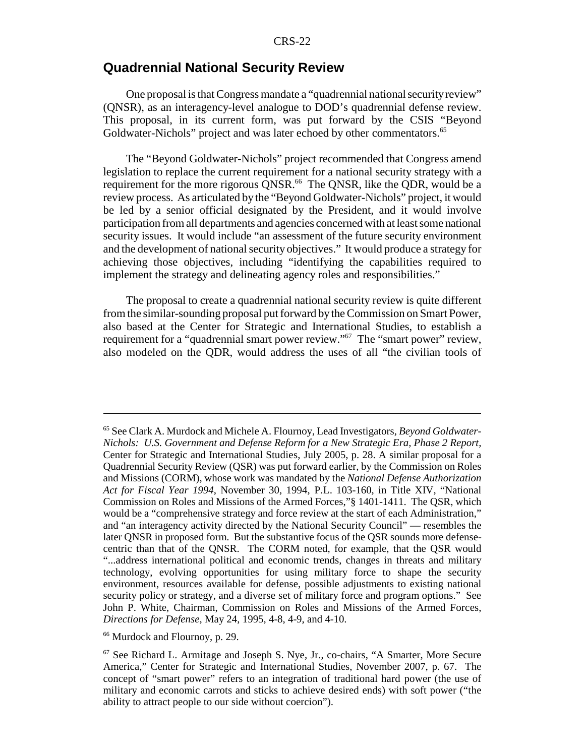## Quadrennial National Security Review

One proposal is that Congress mandate a "quadrennial national security review" (QNSR), as an interagency-level analogue to DOD's quadrennial defense review. This proposal, in its current form, was put forward by the CSIS "Beyond Goldwater-Nichols" project and was later echoed by other commentators.[65]

The "Beyond Goldwater-Nichols" project recommended that Congress amend legislation to replace the current requirement for a national security strategy with a requirement for the more rigorous QNSR.[66] The QNSR, like the QDR, would be a review process. As articulated by the "Beyond Goldwater-Nichols" project, it would be led by a senior official designated by the President, and it would involve participation from all departments and agencies concerned with at least some national security issues. It would include "an assessment of the future security environment and the development of national security objectives." It would produce a strategy for achieving those objectives, including "identifying the capabilities required to implement the strategy and delineating agency roles and responsibilities."

The proposal to create a quadrennial national security review is quite different from the similar-sounding proposal put forward by the Commission on Smart Power, also based at the Center for Strategic and International Studies, to establish a requirement for a "quadrennial smart power review."[67] The "smart power" review, also modeled on the QDR, would address the uses of all "the civilian tools of

---

[65] See Clark A. Murdock and Michele A. Flournoy, Lead Investigators, *Beyond Goldwater-Nichols: U.S. Government and Defense Reform for a New Strategic Era, Phase 2 Report*, Center for Strategic and International Studies, July 2005, p. 28. A similar proposal for a Quadrennial Security Review (QSR) was put forward earlier, by the Commission on Roles and Missions (CORM), whose work was mandated by the *National Defense Authorization Act for Fiscal Year 1994*, November 30, 1994, P.L. 103-160, in Title XIV, "National Commission on Roles and Missions of the Armed Forces,"§ 1401-1411. The QSR, which would be a "comprehensive strategy and force review at the start of each Administration," and "an interagency activity directed by the National Security Council" — resembles the later QNSR in proposed form. But the substantive focus of the QSR sounds more defense-centric than that of the QNSR. The CORM noted, for example, that the QSR would "...address international political and economic trends, changes in threats and military technology, evolving opportunities for using military force to shape the security environment, resources available for defense, possible adjustments to existing national security policy or strategy, and a diverse set of military force and program options." See John P. White, Chairman, Commission on Roles and Missions of the Armed Forces, *Directions for Defense*, May 24, 1995, 4-8, 4-9, and 4-10.

[66] Murdock and Flournoy, p. 29.

[67] See Richard L. Armitage and Joseph S. Nye, Jr., co-chairs, "A Smarter, More Secure America," Center for Strategic and International Studies, November 2007, p. 67. The concept of "smart power" refers to an integration of traditional hard power (the use of military and economic carrots and sticks to achieve desired ends) with soft power ("the ability to attract people to our side without coercion").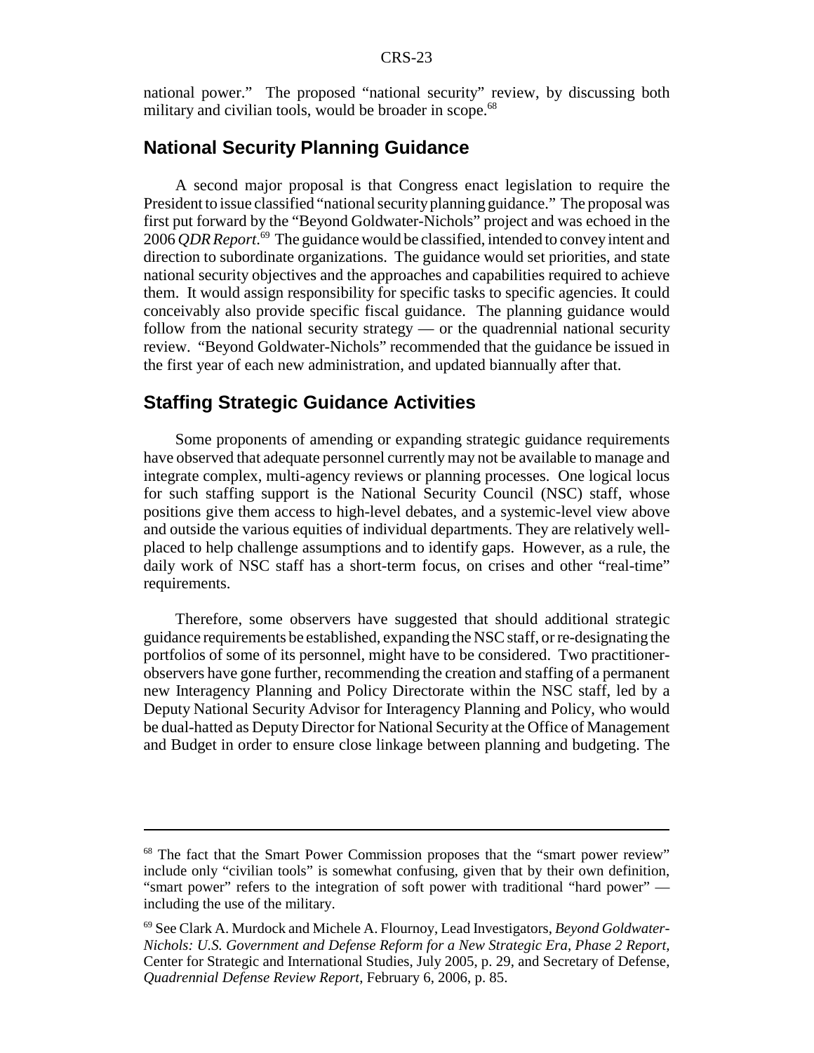national power." The proposed "national security" review, by discussing both military and civilian tools, would be broader in scope.[68]

## National Security Planning Guidance

A second major proposal is that Congress enact legislation to require the President to issue classified "national security planning guidance." The proposal was first put forward by the "Beyond Goldwater-Nichols" project and was echoed in the 2006 *QDR Report*.[69] The guidance would be classified, intended to convey intent and direction to subordinate organizations. The guidance would set priorities, and state national security objectives and the approaches and capabilities required to achieve them. It would assign responsibility for specific tasks to specific agencies. It could conceivably also provide specific fiscal guidance. The planning guidance would follow from the national security strategy — or the quadrennial national security review. "Beyond Goldwater-Nichols" recommended that the guidance be issued in the first year of each new administration, and updated biannually after that.

## Staffing Strategic Guidance Activities

Some proponents of amending or expanding strategic guidance requirements have observed that adequate personnel currently may not be available to manage and integrate complex, multi-agency reviews or planning processes. One logical locus for such staffing support is the National Security Council (NSC) staff, whose positions give them access to high-level debates, and a systemic-level view above and outside the various equities of individual departments. They are relatively well-placed to help challenge assumptions and to identify gaps. However, as a rule, the daily work of NSC staff has a short-term focus, on crises and other "real-time" requirements.

Therefore, some observers have suggested that should additional strategic guidance requirements be established, expanding the NSC staff, or re-designating the portfolios of some of its personnel, might have to be considered. Two practitioner-observers have gone further, recommending the creation and staffing of a permanent new Interagency Planning and Policy Directorate within the NSC staff, led by a Deputy National Security Advisor for Interagency Planning and Policy, who would be dual-hatted as Deputy Director for National Security at the Office of Management and Budget in order to ensure close linkage between planning and budgeting. The

---

[68] The fact that the Smart Power Commission proposes that the "smart power review" include only "civilian tools" is somewhat confusing, given that by their own definition, "smart power" refers to the integration of soft power with traditional "hard power" — including the use of the military.

[69] See Clark A. Murdock and Michele A. Flournoy, Lead Investigators, *Beyond Goldwater-Nichols: U.S. Government and Defense Reform for a New Strategic Era, Phase 2 Report*, Center for Strategic and International Studies, July 2005, p. 29, and Secretary of Defense, *Quadrennial Defense Review Report*, February 6, 2006, p. 85.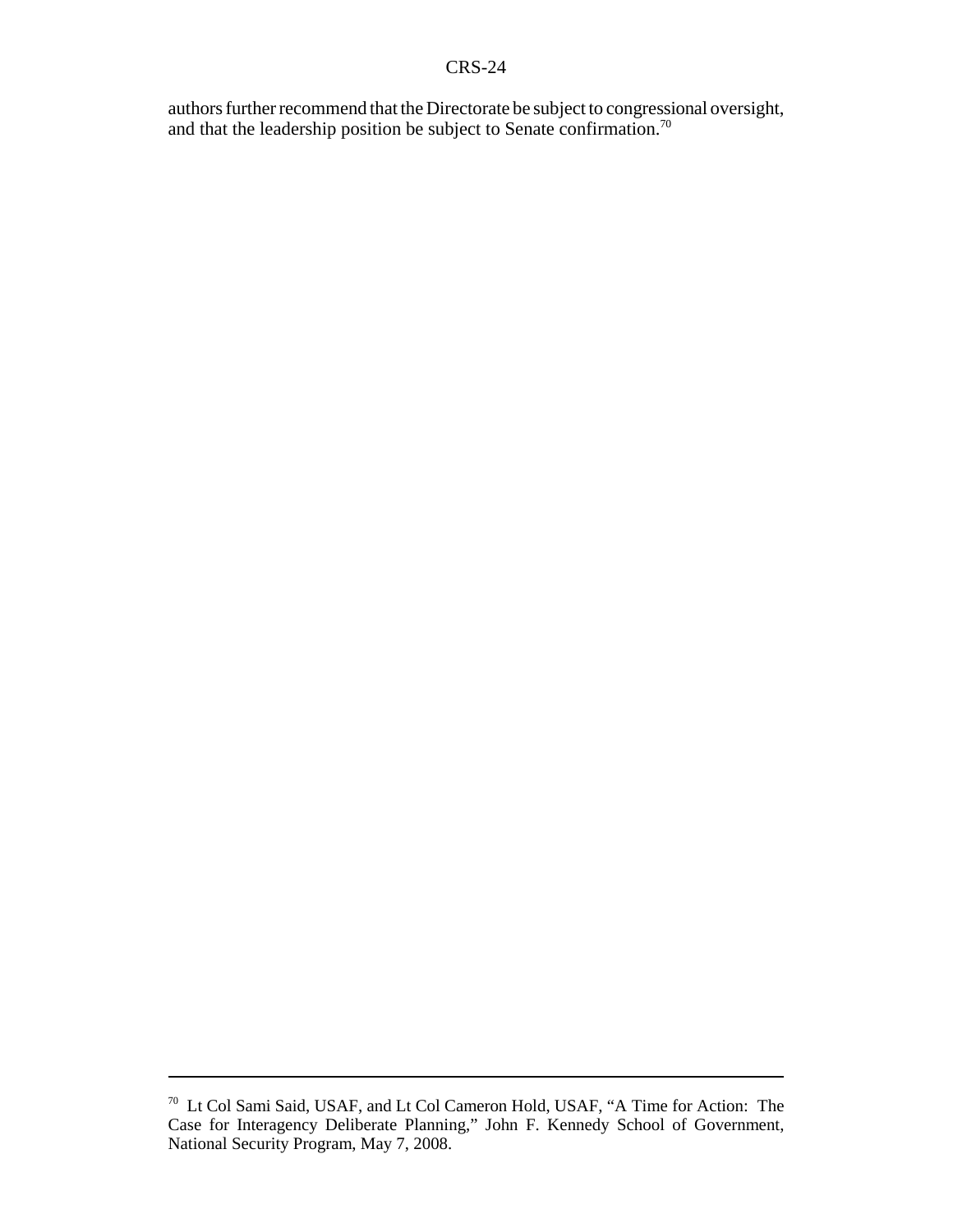authors further recommend that the Directorate be subject to congressional oversight, and that the leadership position be subject to Senate confirmation.[70]

---

[70] Lt Col Sami Said, USAF, and Lt Col Cameron Hold, USAF, "A Time for Action: The Case for Interagency Deliberate Planning," John F. Kennedy School of Government, National Security Program, May 7, 2008.